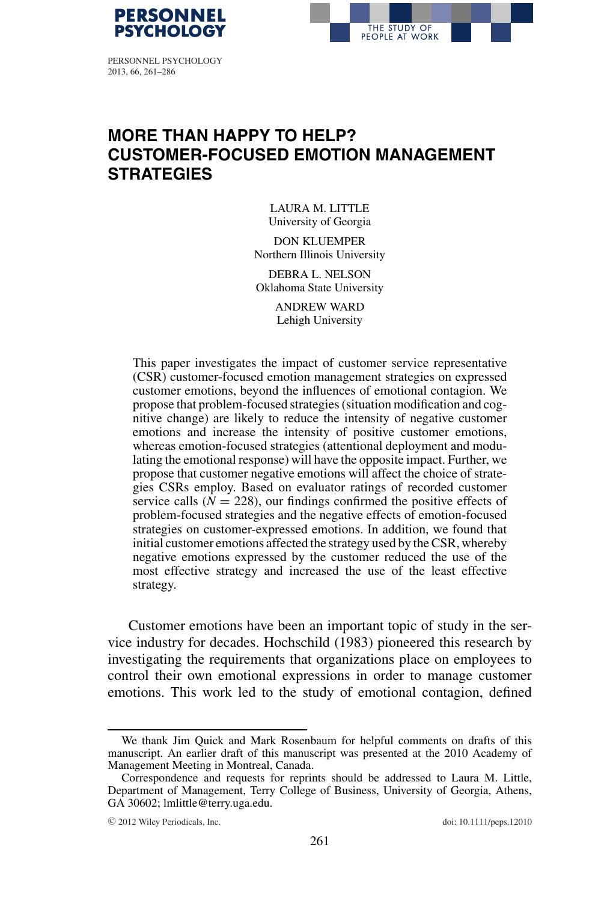# MORE THAN HAPPY TO HELP? CUSTOMER-FOCUSED EMOTION MANAGEMENT STRATEGIES

LAURA M. LITTLE
University of Georgia

DON KLUEMPER
Northern Illinois University

DEBRA L. NELSON
Oklahoma State University

ANDREW WARD
Lehigh University

This paper investigates the impact of customer service representative (CSR) customer-focused emotion management strategies on expressed customer emotions, beyond the influences of emotional contagion. We propose that problem-focused strategies (situation modification and cognitive change) are likely to reduce the intensity of negative customer emotions and increase the intensity of positive customer emotions, whereas emotion-focused strategies (attentional deployment and modulating the emotional response) will have the opposite impact. Further, we propose that customer negative emotions will affect the choice of strategies CSRs employ. Based on evaluator ratings of recorded customer service calls ($N = 228$), our findings confirmed the positive effects of problem-focused strategies and the negative effects of emotion-focused strategies on customer-expressed emotions. In addition, we found that initial customer emotions affected the strategy used by the CSR, whereby negative emotions expressed by the customer reduced the use of the most effective strategy and increased the use of the least effective strategy.

Customer emotions have been an important topic of study in the service industry for decades. Hochschild (1983) pioneered this research by investigating the requirements that organizations place on employees to control their own emotional expressions in order to manage customer emotions. This work led to the study of emotional contagion, defined

---

We thank Jim Quick and Mark Rosenbaum for helpful comments on drafts of this manuscript. An earlier draft of this manuscript was presented at the 2010 Academy of Management Meeting in Montreal, Canada.

Correspondence and requests for reprints should be addressed to Laura M. Little, Department of Management, Terry College of Business, University of Georgia, Athens, GA 30602; lmlittle@terry.uga.edu.

© 2012 Wiley Periodicals, Inc. doi: 10.1111/peps.12010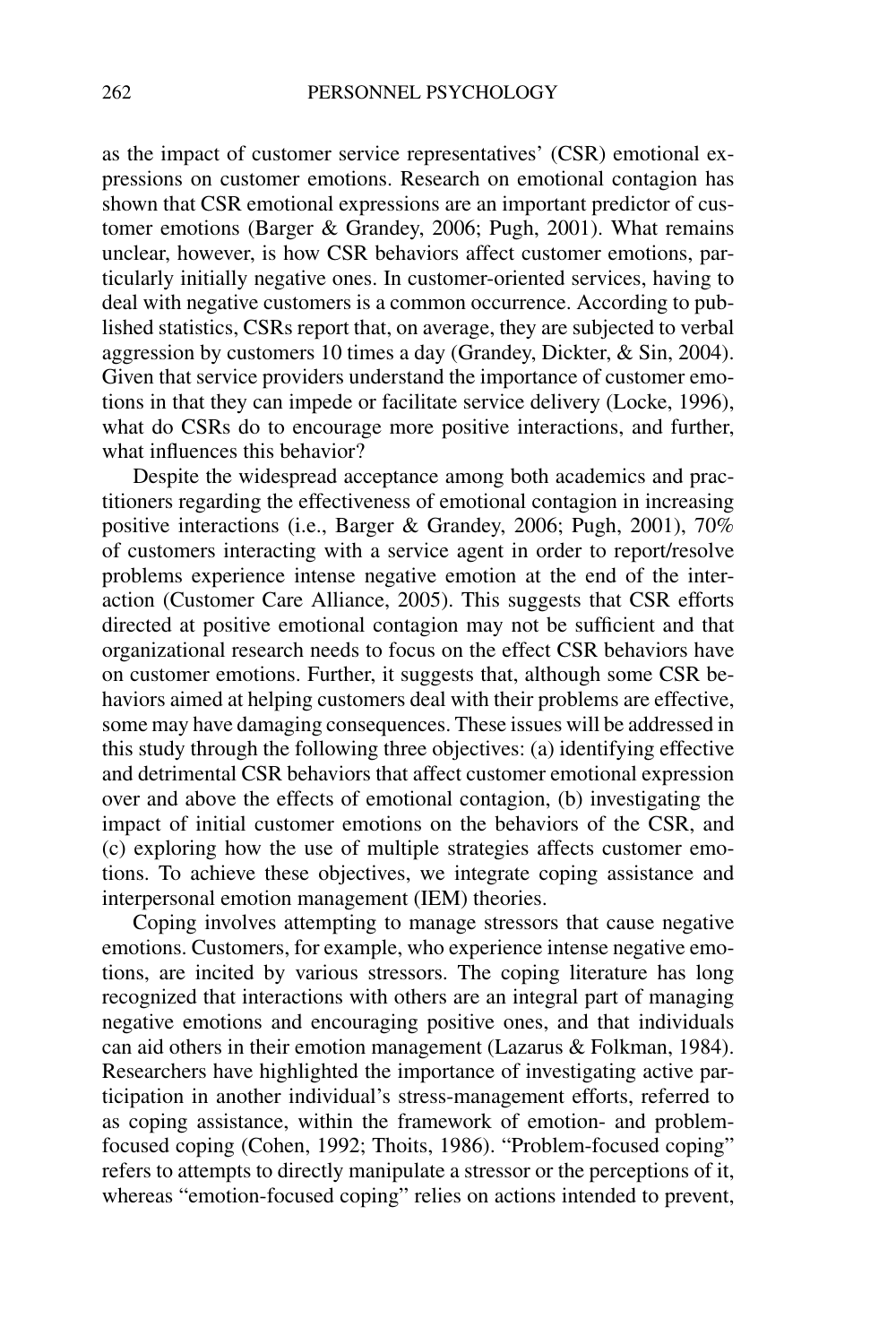as the impact of customer service representatives' (CSR) emotional expressions on customer emotions. Research on emotional contagion has shown that CSR emotional expressions are an important predictor of customer emotions (Barger & Grandey, 2006; Pugh, 2001). What remains unclear, however, is how CSR behaviors affect customer emotions, particularly initially negative ones. In customer-oriented services, having to deal with negative customers is a common occurrence. According to published statistics, CSRs report that, on average, they are subjected to verbal aggression by customers 10 times a day (Grandey, Dickter, & Sin, 2004). Given that service providers understand the importance of customer emotions in that they can impede or facilitate service delivery (Locke, 1996), what do CSRs do to encourage more positive interactions, and further, what influences this behavior?

Despite the widespread acceptance among both academics and practitioners regarding the effectiveness of emotional contagion in increasing positive interactions (i.e., Barger & Grandey, 2006; Pugh, 2001), 70% of customers interacting with a service agent in order to report/resolve problems experience intense negative emotion at the end of the interaction (Customer Care Alliance, 2005). This suggests that CSR efforts directed at positive emotional contagion may not be sufficient and that organizational research needs to focus on the effect CSR behaviors have on customer emotions. Further, it suggests that, although some CSR behaviors aimed at helping customers deal with their problems are effective, some may have damaging consequences. These issues will be addressed in this study through the following three objectives: (a) identifying effective and detrimental CSR behaviors that affect customer emotional expression over and above the effects of emotional contagion, (b) investigating the impact of initial customer emotions on the behaviors of the CSR, and (c) exploring how the use of multiple strategies affects customer emotions. To achieve these objectives, we integrate coping assistance and interpersonal emotion management (IEM) theories.

Coping involves attempting to manage stressors that cause negative emotions. Customers, for example, who experience intense negative emotions, are incited by various stressors. The coping literature has long recognized that interactions with others are an integral part of managing negative emotions and encouraging positive ones, and that individuals can aid others in their emotion management (Lazarus & Folkman, 1984). Researchers have highlighted the importance of investigating active participation in another individual's stress-management efforts, referred to as coping assistance, within the framework of emotion- and problem-focused coping (Cohen, 1992; Thoits, 1986). "Problem-focused coping" refers to attempts to directly manipulate a stressor or the perceptions of it, whereas "emotion-focused coping" relies on actions intended to prevent,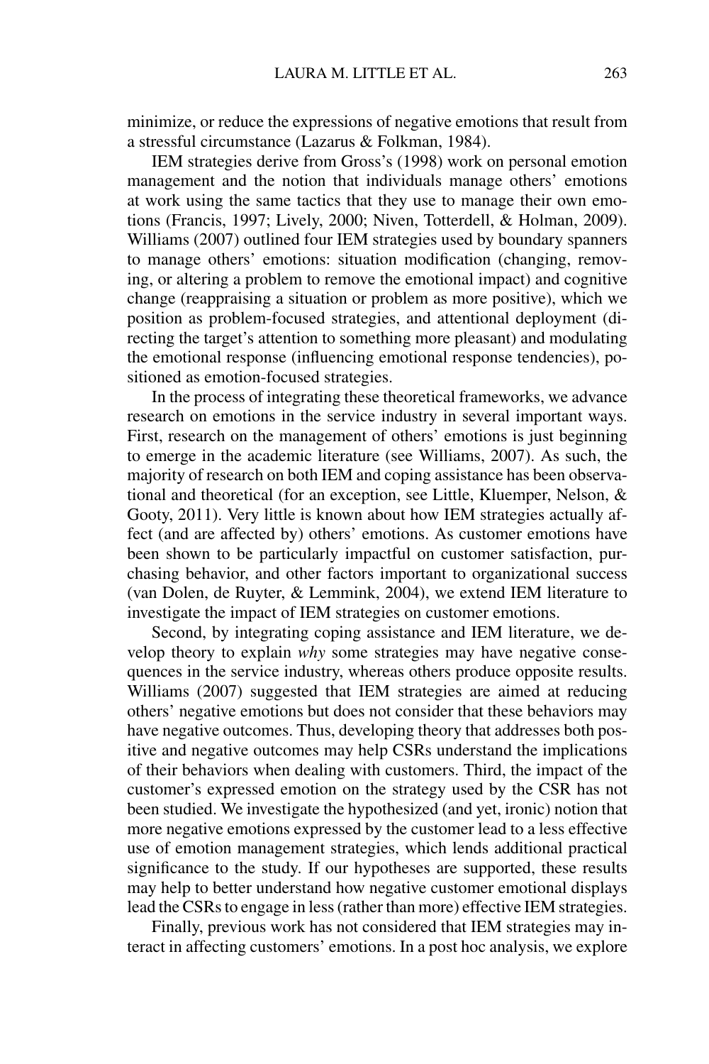minimize, or reduce the expressions of negative emotions that result from a stressful circumstance (Lazarus & Folkman, 1984).

IEM strategies derive from Gross's (1998) work on personal emotion management and the notion that individuals manage others' emotions at work using the same tactics that they use to manage their own emotions (Francis, 1997; Lively, 2000; Niven, Totterdell, & Holman, 2009). Williams (2007) outlined four IEM strategies used by boundary spanners to manage others' emotions: situation modification (changing, removing, or altering a problem to remove the emotional impact) and cognitive change (reappraising a situation or problem as more positive), which we position as problem-focused strategies, and attentional deployment (directing the target's attention to something more pleasant) and modulating the emotional response (influencing emotional response tendencies), positioned as emotion-focused strategies.

In the process of integrating these theoretical frameworks, we advance research on emotions in the service industry in several important ways. First, research on the management of others' emotions is just beginning to emerge in the academic literature (see Williams, 2007). As such, the majority of research on both IEM and coping assistance has been observational and theoretical (for an exception, see Little, Kluemper, Nelson, & Gooty, 2011). Very little is known about how IEM strategies actually affect (and are affected by) others' emotions. As customer emotions have been shown to be particularly impactful on customer satisfaction, purchasing behavior, and other factors important to organizational success (van Dolen, de Ruyter, & Lemmink, 2004), we extend IEM literature to investigate the impact of IEM strategies on customer emotions.

Second, by integrating coping assistance and IEM literature, we develop theory to explain *why* some strategies may have negative consequences in the service industry, whereas others produce opposite results. Williams (2007) suggested that IEM strategies are aimed at reducing others' negative emotions but does not consider that these behaviors may have negative outcomes. Thus, developing theory that addresses both positive and negative outcomes may help CSRs understand the implications of their behaviors when dealing with customers. Third, the impact of the customer's expressed emotion on the strategy used by the CSR has not been studied. We investigate the hypothesized (and yet, ironic) notion that more negative emotions expressed by the customer lead to a less effective use of emotion management strategies, which lends additional practical significance to the study. If our hypotheses are supported, these results may help to better understand how negative customer emotional displays lead the CSRs to engage in less (rather than more) effective IEM strategies.

Finally, previous work has not considered that IEM strategies may interact in affecting customers' emotions. In a post hoc analysis, we explore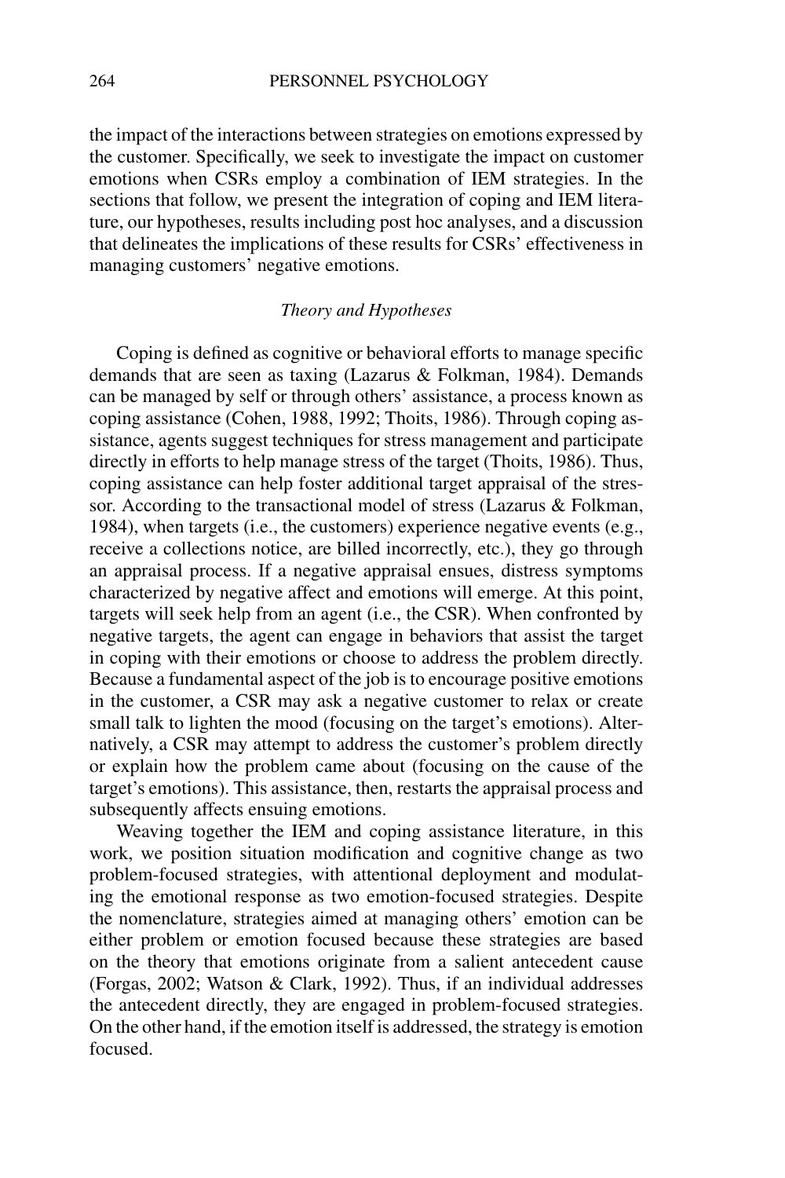the impact of the interactions between strategies on emotions expressed by the customer. Specifically, we seek to investigate the impact on customer emotions when CSRs employ a combination of IEM strategies. In the sections that follow, we present the integration of coping and IEM literature, our hypotheses, results including post hoc analyses, and a discussion that delineates the implications of these results for CSRs' effectiveness in managing customers' negative emotions.

## *Theory and Hypotheses*

Coping is defined as cognitive or behavioral efforts to manage specific demands that are seen as taxing (Lazarus & Folkman, 1984). Demands can be managed by self or through others' assistance, a process known as coping assistance (Cohen, 1988, 1992; Thoits, 1986). Through coping assistance, agents suggest techniques for stress management and participate directly in efforts to help manage stress of the target (Thoits, 1986). Thus, coping assistance can help foster additional target appraisal of the stressor. According to the transactional model of stress (Lazarus & Folkman, 1984), when targets (i.e., the customers) experience negative events (e.g., receive a collections notice, are billed incorrectly, etc.), they go through an appraisal process. If a negative appraisal ensues, distress symptoms characterized by negative affect and emotions will emerge. At this point, targets will seek help from an agent (i.e., the CSR). When confronted by negative targets, the agent can engage in behaviors that assist the target in coping with their emotions or choose to address the problem directly. Because a fundamental aspect of the job is to encourage positive emotions in the customer, a CSR may ask a negative customer to relax or create small talk to lighten the mood (focusing on the target's emotions). Alternatively, a CSR may attempt to address the customer's problem directly or explain how the problem came about (focusing on the cause of the target's emotions). This assistance, then, restarts the appraisal process and subsequently affects ensuing emotions.

Weaving together the IEM and coping assistance literature, in this work, we position situation modification and cognitive change as two problem-focused strategies, with attentional deployment and modulating the emotional response as two emotion-focused strategies. Despite the nomenclature, strategies aimed at managing others' emotion can be either problem or emotion focused because these strategies are based on the theory that emotions originate from a salient antecedent cause (Forgas, 2002; Watson & Clark, 1992). Thus, if an individual addresses the antecedent directly, they are engaged in problem-focused strategies. On the other hand, if the emotion itself is addressed, the strategy is emotion focused.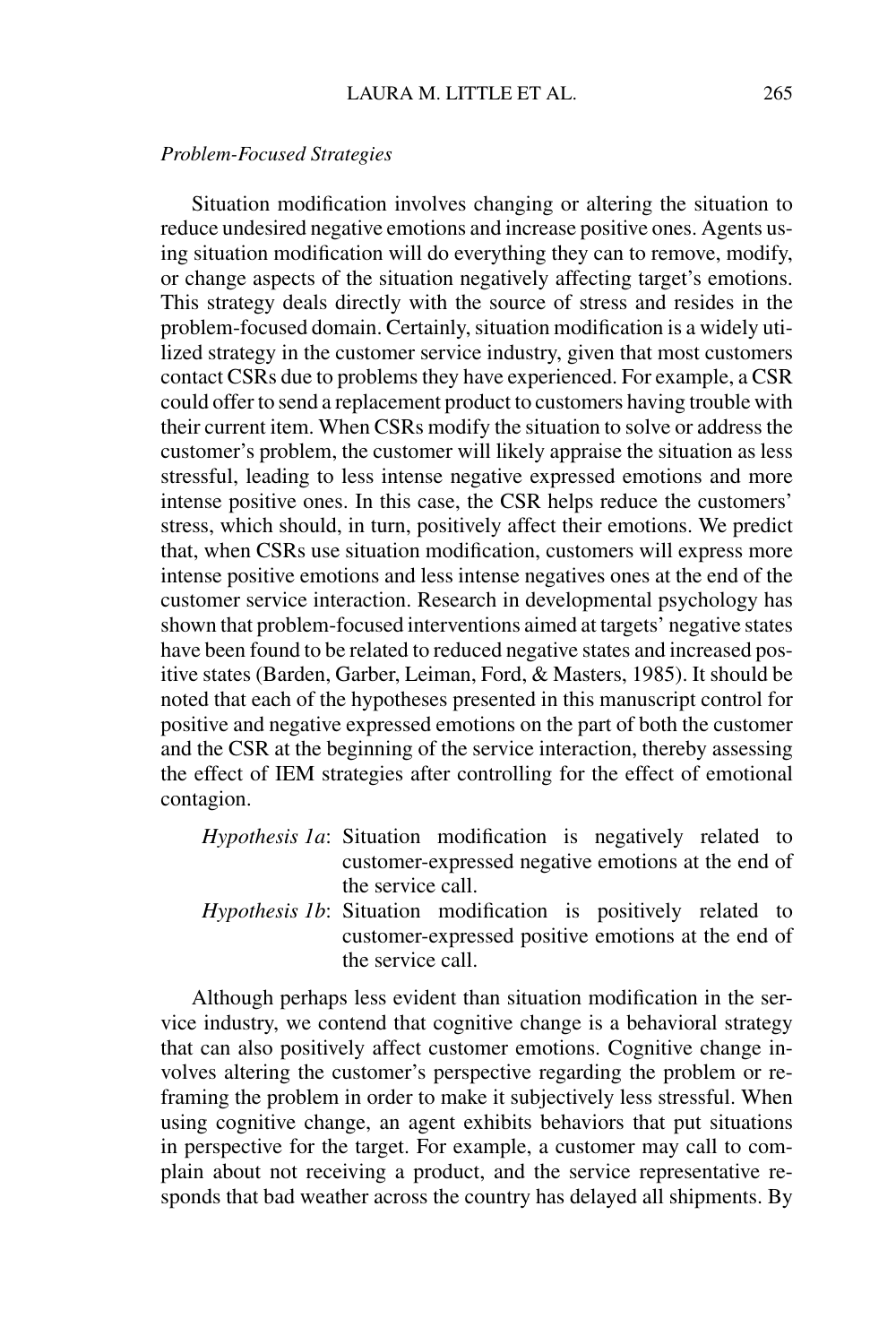*Problem-Focused Strategies*

Situation modification involves changing or altering the situation to reduce undesired negative emotions and increase positive ones. Agents using situation modification will do everything they can to remove, modify, or change aspects of the situation negatively affecting target's emotions. This strategy deals directly with the source of stress and resides in the problem-focused domain. Certainly, situation modification is a widely utilized strategy in the customer service industry, given that most customers contact CSRs due to problems they have experienced. For example, a CSR could offer to send a replacement product to customers having trouble with their current item. When CSRs modify the situation to solve or address the customer's problem, the customer will likely appraise the situation as less stressful, leading to less intense negative expressed emotions and more intense positive ones. In this case, the CSR helps reduce the customers' stress, which should, in turn, positively affect their emotions. We predict that, when CSRs use situation modification, customers will express more intense positive emotions and less intense negatives ones at the end of the customer service interaction. Research in developmental psychology has shown that problem-focused interventions aimed at targets' negative states have been found to be related to reduced negative states and increased positive states (Barden, Garber, Leiman, Ford, & Masters, 1985). It should be noted that each of the hypotheses presented in this manuscript control for positive and negative expressed emotions on the part of both the customer and the CSR at the beginning of the service interaction, thereby assessing the effect of IEM strategies after controlling for the effect of emotional contagion.

*Hypothesis 1a*: Situation modification is negatively related to customer-expressed negative emotions at the end of the service call.

*Hypothesis 1b*: Situation modification is positively related to customer-expressed positive emotions at the end of the service call.

Although perhaps less evident than situation modification in the service industry, we contend that cognitive change is a behavioral strategy that can also positively affect customer emotions. Cognitive change involves altering the customer's perspective regarding the problem or reframing the problem in order to make it subjectively less stressful. When using cognitive change, an agent exhibits behaviors that put situations in perspective for the target. For example, a customer may call to complain about not receiving a product, and the service representative responds that bad weather across the country has delayed all shipments. By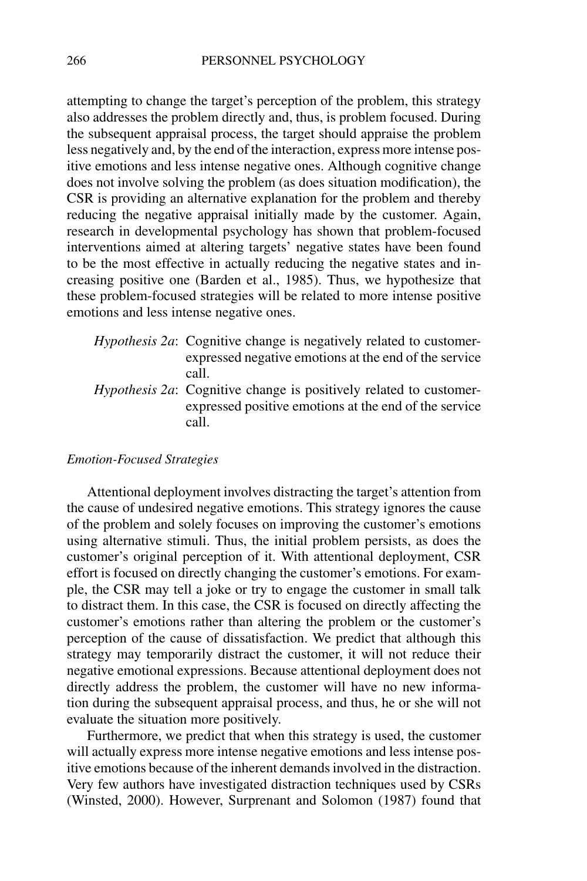attempting to change the target's perception of the problem, this strategy also addresses the problem directly and, thus, is problem focused. During the subsequent appraisal process, the target should appraise the problem less negatively and, by the end of the interaction, express more intense positive emotions and less intense negative ones. Although cognitive change does not involve solving the problem (as does situation modification), the CSR is providing an alternative explanation for the problem and thereby reducing the negative appraisal initially made by the customer. Again, research in developmental psychology has shown that problem-focused interventions aimed at altering targets' negative states have been found to be the most effective in actually reducing the negative states and increasing positive one (Barden et al., 1985). Thus, we hypothesize that these problem-focused strategies will be related to more intense positive emotions and less intense negative ones.

*Hypothesis 2a*: Cognitive change is negatively related to customer-expressed negative emotions at the end of the service call.

*Hypothesis 2a*: Cognitive change is positively related to customer-expressed positive emotions at the end of the service call.

*Emotion-Focused Strategies*

Attentional deployment involves distracting the target's attention from the cause of undesired negative emotions. This strategy ignores the cause of the problem and solely focuses on improving the customer's emotions using alternative stimuli. Thus, the initial problem persists, as does the customer's original perception of it. With attentional deployment, CSR effort is focused on directly changing the customer's emotions. For example, the CSR may tell a joke or try to engage the customer in small talk to distract them. In this case, the CSR is focused on directly affecting the customer's emotions rather than altering the problem or the customer's perception of the cause of dissatisfaction. We predict that although this strategy may temporarily distract the customer, it will not reduce their negative emotional expressions. Because attentional deployment does not directly address the problem, the customer will have no new information during the subsequent appraisal process, and thus, he or she will not evaluate the situation more positively.

Furthermore, we predict that when this strategy is used, the customer will actually express more intense negative emotions and less intense positive emotions because of the inherent demands involved in the distraction. Very few authors have investigated distraction techniques used by CSRs (Winsted, 2000). However, Surprenant and Solomon (1987) found that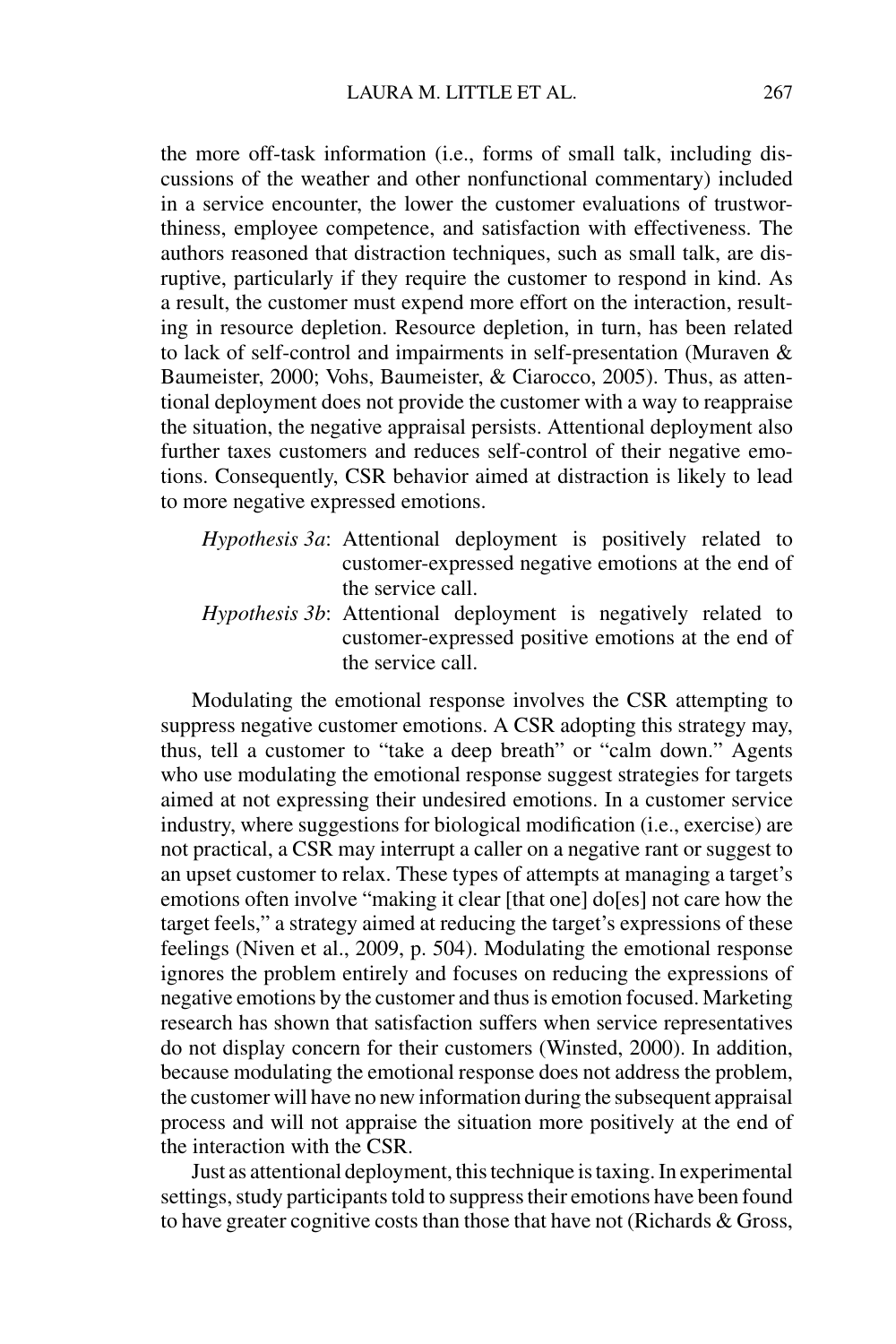the more off-task information (i.e., forms of small talk, including discussions of the weather and other nonfunctional commentary) included in a service encounter, the lower the customer evaluations of trustworthiness, employee competence, and satisfaction with effectiveness. The authors reasoned that distraction techniques, such as small talk, are disruptive, particularly if they require the customer to respond in kind. As a result, the customer must expend more effort on the interaction, resulting in resource depletion. Resource depletion, in turn, has been related to lack of self-control and impairments in self-presentation (Muraven & Baumeister, 2000; Vohs, Baumeister, & Ciarocco, 2005). Thus, as attentional deployment does not provide the customer with a way to reappraise the situation, the negative appraisal persists. Attentional deployment also further taxes customers and reduces self-control of their negative emotions. Consequently, CSR behavior aimed at distraction is likely to lead to more negative expressed emotions.

*Hypothesis 3a*: Attentional deployment is positively related to customer-expressed negative emotions at the end of the service call.

*Hypothesis 3b*: Attentional deployment is negatively related to customer-expressed positive emotions at the end of the service call.

Modulating the emotional response involves the CSR attempting to suppress negative customer emotions. A CSR adopting this strategy may, thus, tell a customer to "take a deep breath" or "calm down." Agents who use modulating the emotional response suggest strategies for targets aimed at not expressing their undesired emotions. In a customer service industry, where suggestions for biological modification (i.e., exercise) are not practical, a CSR may interrupt a caller on a negative rant or suggest to an upset customer to relax. These types of attempts at managing a target's emotions often involve "making it clear [that one] do[es] not care how the target feels," a strategy aimed at reducing the target's expressions of these feelings (Niven et al., 2009, p. 504). Modulating the emotional response ignores the problem entirely and focuses on reducing the expressions of negative emotions by the customer and thus is emotion focused. Marketing research has shown that satisfaction suffers when service representatives do not display concern for their customers (Winsted, 2000). In addition, because modulating the emotional response does not address the problem, the customer will have no new information during the subsequent appraisal process and will not appraise the situation more positively at the end of the interaction with the CSR.

Just as attentional deployment, this technique is taxing. In experimental settings, study participants told to suppress their emotions have been found to have greater cognitive costs than those that have not (Richards & Gross,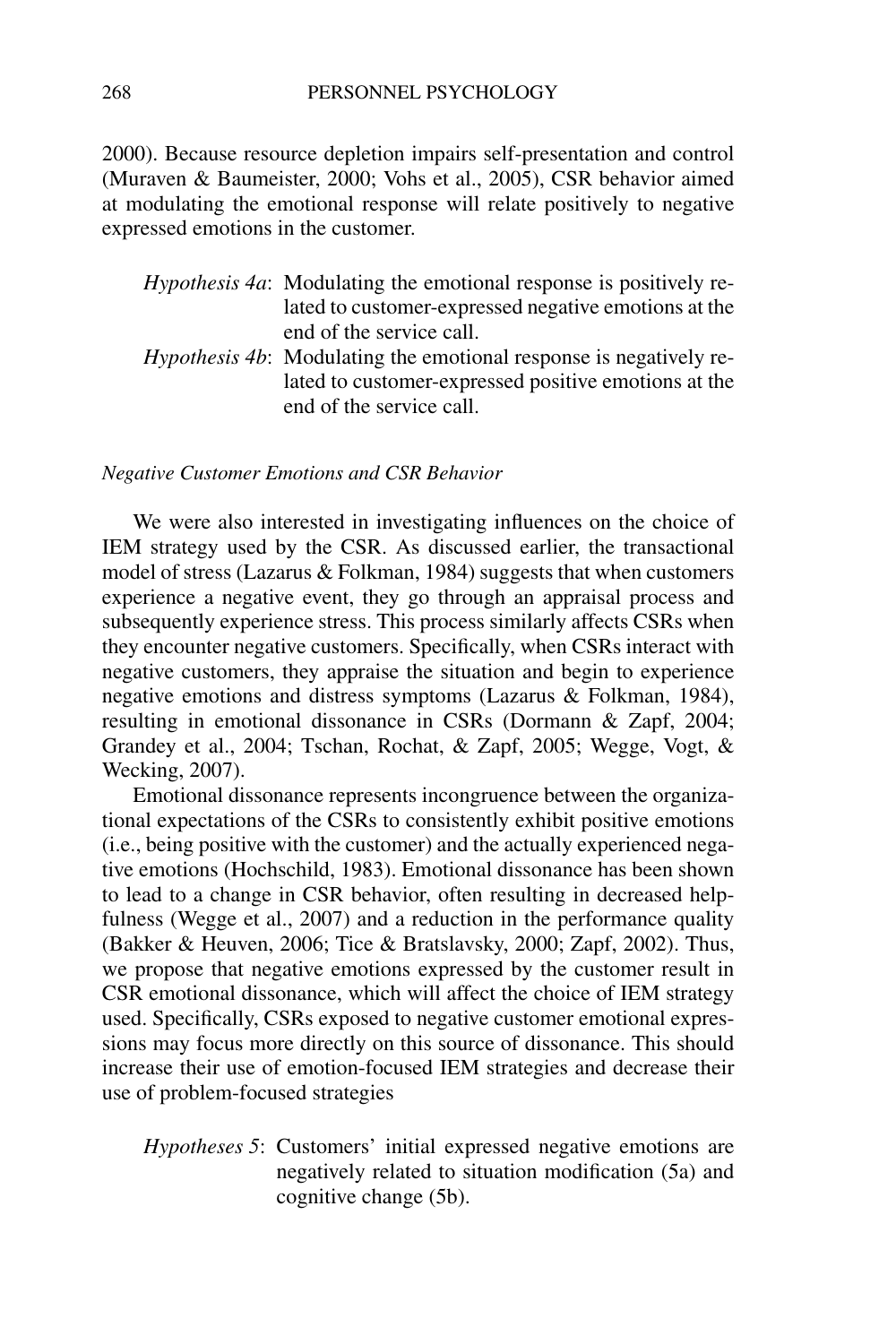2000). Because resource depletion impairs self-presentation and control (Muraven & Baumeister, 2000; Vohs et al., 2005), CSR behavior aimed at modulating the emotional response will relate positively to negative expressed emotions in the customer.

*Hypothesis 4a*: Modulating the emotional response is positively related to customer-expressed negative emotions at the end of the service call.

*Hypothesis 4b*: Modulating the emotional response is negatively related to customer-expressed positive emotions at the end of the service call.

### *Negative Customer Emotions and CSR Behavior*

We were also interested in investigating influences on the choice of IEM strategy used by the CSR. As discussed earlier, the transactional model of stress (Lazarus & Folkman, 1984) suggests that when customers experience a negative event, they go through an appraisal process and subsequently experience stress. This process similarly affects CSRs when they encounter negative customers. Specifically, when CSRs interact with negative customers, they appraise the situation and begin to experience negative emotions and distress symptoms (Lazarus & Folkman, 1984), resulting in emotional dissonance in CSRs (Dormann & Zapf, 2004; Grandey et al., 2004; Tschan, Rochat, & Zapf, 2005; Wegge, Vogt, & Wecking, 2007).

Emotional dissonance represents incongruence between the organizational expectations of the CSRs to consistently exhibit positive emotions (i.e., being positive with the customer) and the actually experienced negative emotions (Hochschild, 1983). Emotional dissonance has been shown to lead to a change in CSR behavior, often resulting in decreased helpfulness (Wegge et al., 2007) and a reduction in the performance quality (Bakker & Heuven, 2006; Tice & Bratslavsky, 2000; Zapf, 2002). Thus, we propose that negative emotions expressed by the customer result in CSR emotional dissonance, which will affect the choice of IEM strategy used. Specifically, CSRs exposed to negative customer emotional expressions may focus more directly on this source of dissonance. This should increase their use of emotion-focused IEM strategies and decrease their use of problem-focused strategies

*Hypotheses 5*: Customers' initial expressed negative emotions are negatively related to situation modification (5a) and cognitive change (5b).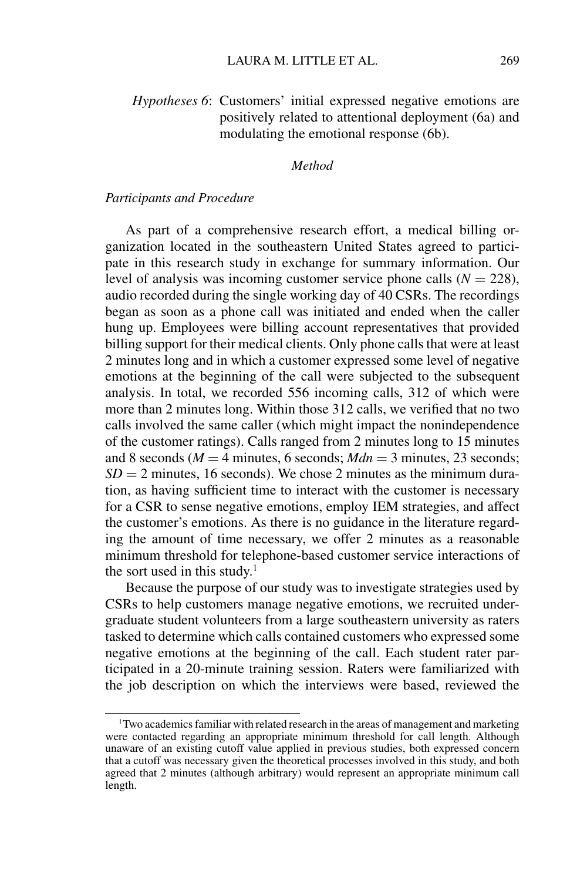*Hypotheses 6*: Customers' initial expressed negative emotions are positively related to attentional deployment (6a) and modulating the emotional response (6b).

## *Method*

### *Participants and Procedure*

As part of a comprehensive research effort, a medical billing organization located in the southeastern United States agreed to participate in this research study in exchange for summary information. Our level of analysis was incoming customer service phone calls ($N = 228$), audio recorded during the single working day of 40 CSRs. The recordings began as soon as a phone call was initiated and ended when the caller hung up. Employees were billing account representatives that provided billing support for their medical clients. Only phone calls that were at least 2 minutes long and in which a customer expressed some level of negative emotions at the beginning of the call were subjected to the subsequent analysis. In total, we recorded 556 incoming calls, 312 of which were more than 2 minutes long. Within those 312 calls, we verified that no two calls involved the same caller (which might impact the nonindependence of the customer ratings). Calls ranged from 2 minutes long to 15 minutes and 8 seconds ($M = 4$ minutes, 6 seconds; $Mdn = 3$ minutes, 23 seconds; $SD = 2$ minutes, 16 seconds). We chose 2 minutes as the minimum duration, as having sufficient time to interact with the customer is necessary for a CSR to sense negative emotions, employ IEM strategies, and affect the customer's emotions. As there is no guidance in the literature regarding the amount of time necessary, we offer 2 minutes as a reasonable minimum threshold for telephone-based customer service interactions of the sort used in this study.[1]

Because the purpose of our study was to investigate strategies used by CSRs to help customers manage negative emotions, we recruited undergraduate student volunteers from a large southeastern university as raters tasked to determine which calls contained customers who expressed some negative emotions at the beginning of the call. Each student rater participated in a 20-minute training session. Raters were familiarized with the job description on which the interviews were based, reviewed the

[1] Two academics familiar with related research in the areas of management and marketing were contacted regarding an appropriate minimum threshold for call length. Although unaware of an existing cutoff value applied in previous studies, both expressed concern that a cutoff was necessary given the theoretical processes involved in this study, and both agreed that 2 minutes (although arbitrary) would represent an appropriate minimum call length.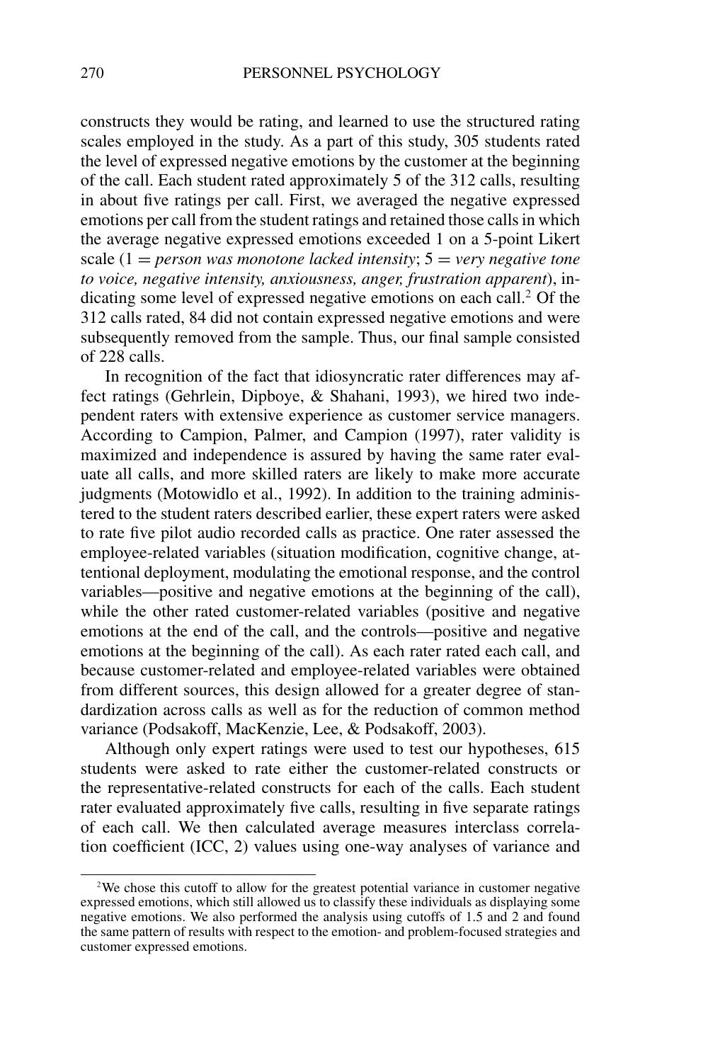constructs they would be rating, and learned to use the structured rating scales employed in the study. As a part of this study, 305 students rated the level of expressed negative emotions by the customer at the beginning of the call. Each student rated approximately 5 of the 312 calls, resulting in about five ratings per call. First, we averaged the negative expressed emotions per call from the student ratings and retained those calls in which the average negative expressed emotions exceeded 1 on a 5-point Likert scale (1 = *person was monotone lacked intensity*; 5 = *very negative tone to voice, negative intensity, anxiousness, anger, frustration apparent*), indicating some level of expressed negative emotions on each call.[2] Of the 312 calls rated, 84 did not contain expressed negative emotions and were subsequently removed from the sample. Thus, our final sample consisted of 228 calls.

In recognition of the fact that idiosyncratic rater differences may affect ratings (Gehrlein, Dipboye, & Shahani, 1993), we hired two independent raters with extensive experience as customer service managers. According to Campion, Palmer, and Campion (1997), rater validity is maximized and independence is assured by having the same rater evaluate all calls, and more skilled raters are likely to make more accurate judgments (Motowidlo et al., 1992). In addition to the training administered to the student raters described earlier, these expert raters were asked to rate five pilot audio recorded calls as practice. One rater assessed the employee-related variables (situation modification, cognitive change, attentional deployment, modulating the emotional response, and the control variables—positive and negative emotions at the beginning of the call), while the other rated customer-related variables (positive and negative emotions at the end of the call, and the controls—positive and negative emotions at the beginning of the call). As each rater rated each call, and because customer-related and employee-related variables were obtained from different sources, this design allowed for a greater degree of standardization across calls as well as for the reduction of common method variance (Podsakoff, MacKenzie, Lee, & Podsakoff, 2003).

Although only expert ratings were used to test our hypotheses, 615 students were asked to rate either the customer-related constructs or the representative-related constructs for each of the calls. Each student rater evaluated approximately five calls, resulting in five separate ratings of each call. We then calculated average measures interclass correlation coefficient (ICC, 2) values using one-way analyses of variance and

[2] We chose this cutoff to allow for the greatest potential variance in customer negative expressed emotions, which still allowed us to classify these individuals as displaying some negative emotions. We also performed the analysis using cutoffs of 1.5 and 2 and found the same pattern of results with respect to the emotion- and problem-focused strategies and customer expressed emotions.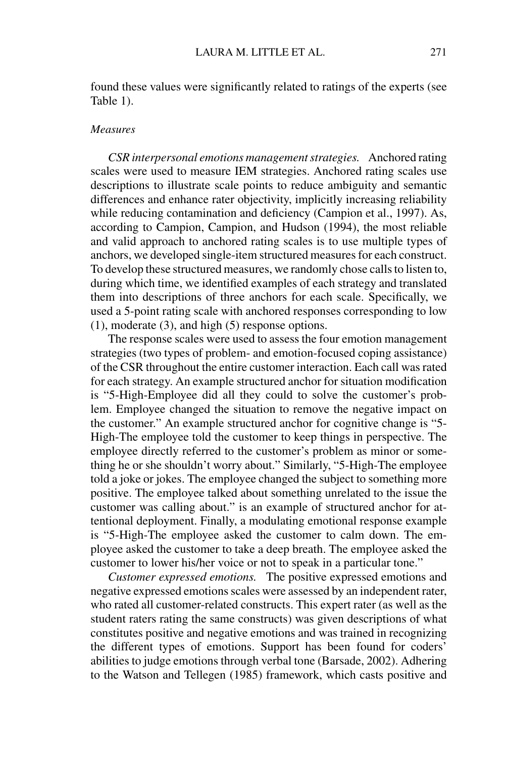found these values were significantly related to ratings of the experts (see Table 1).

### *Measures*

*CSR interpersonal emotions management strategies.* Anchored rating scales were used to measure IEM strategies. Anchored rating scales use descriptions to illustrate scale points to reduce ambiguity and semantic differences and enhance rater objectivity, implicitly increasing reliability while reducing contamination and deficiency (Campion et al., 1997). As, according to Campion, Campion, and Hudson (1994), the most reliable and valid approach to anchored rating scales is to use multiple types of anchors, we developed single-item structured measures for each construct. To develop these structured measures, we randomly chose calls to listen to, during which time, we identified examples of each strategy and translated them into descriptions of three anchors for each scale. Specifically, we used a 5-point rating scale with anchored responses corresponding to low (1), moderate (3), and high (5) response options.

The response scales were used to assess the four emotion management strategies (two types of problem- and emotion-focused coping assistance) of the CSR throughout the entire customer interaction. Each call was rated for each strategy. An example structured anchor for situation modification is "5-High-Employee did all they could to solve the customer's problem. Employee changed the situation to remove the negative impact on the customer." An example structured anchor for cognitive change is "5-High-The employee told the customer to keep things in perspective. The employee directly referred to the customer's problem as minor or something he or she shouldn't worry about." Similarly, "5-High-The employee told a joke or jokes. The employee changed the subject to something more positive. The employee talked about something unrelated to the issue the customer was calling about." is an example of structured anchor for attentional deployment. Finally, a modulating emotional response example is "5-High-The employee asked the customer to calm down. The employee asked the customer to take a deep breath. The employee asked the customer to lower his/her voice or not to speak in a particular tone."

*Customer expressed emotions.* The positive expressed emotions and negative expressed emotions scales were assessed by an independent rater, who rated all customer-related constructs. This expert rater (as well as the student raters rating the same constructs) was given descriptions of what constitutes positive and negative emotions and was trained in recognizing the different types of emotions. Support has been found for coders' abilities to judge emotions through verbal tone (Barsade, 2002). Adhering to the Watson and Tellegen (1985) framework, which casts positive and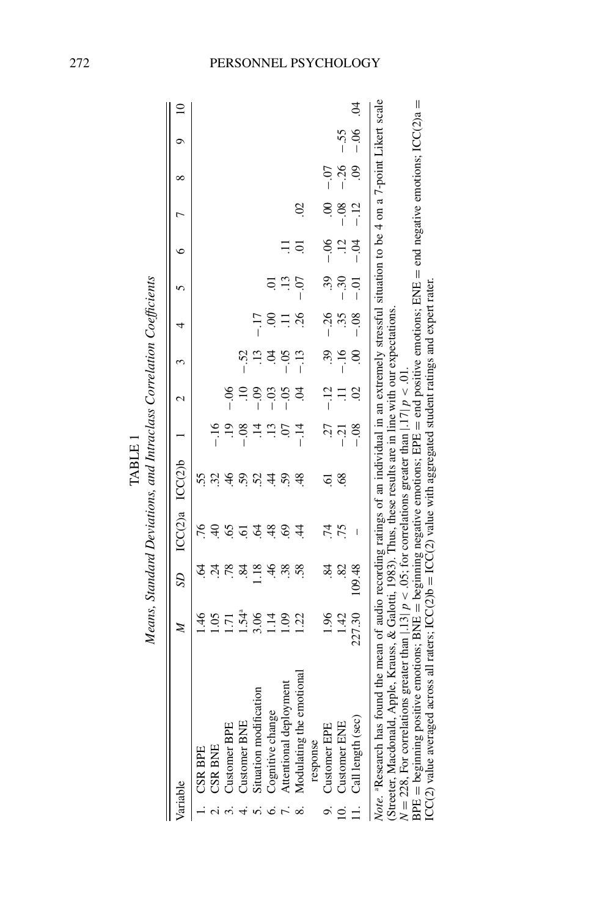TABLE 1

*Means, Standard Deviations, and Intraclass Correlation Coefficients*

| Variable | $M$ | $SD$ | ICC(2)a | ICC(2)b | 1 | 2 | 3 | 4 | 5 | 6 | 7 | 8 | 9 | 10 |
|---|---|---|---|---|---|---|---|---|---|---|---|---|---|---|
| 1. CSR BPE | 1.46 | .64 | .76 | .55 | | | | | | | | | | |
| 2. CSR BNE | 1.05 | .24 | .40 | .32 | −.16 | | | | | | | | | |
| 3. Customer BPE | 1.71 | .78 | .65 | .46 | .19 | −.06 | | | | | | | | |
| 4. Customer BNE | 1.54[a] | .84 | .61 | .59 | −.08 | .10 | −.52 | | | | | | | |
| 5. Situation modification | 3.06 | 1.18 | .64 | .52 | .14 | −.09 | .13 | −.17 | | | | | | |
| 6. Cognitive change | 1.14 | .46 | .48 | .44 | .13 | −.03 | .04 | .00 | .01 | | | | | |
| 7. Attentional deployment | 1.09 | .38 | .69 | .59 | .07 | −.05 | −.05 | .11 | .13 | .11 | | | | |
| 8. Modulating the emotional response | 1.22 | .58 | .44 | .48 | −.14 | .04 | −.13 | .26 | −.07 | .01 | .02 | | | |
| 9. Customer EPE | 1.96 | .84 | .74 | .61 | .27 | −.12 | .39 | −.26 | .39 | −.06 | .00 | −.07 | | |
| 10. Customer ENE | 1.42 | .82 | .75 | .68 | −.21 | .11 | −.16 | .35 | −.30 | .12 | −.08 | −.26 | −.55 | |
| 11. Call length (sec) | 227.30 | 109.48 | – | | −.08 | .02 | .00 | −.08 | −.01 | −.04 | −.12 | .09 | −.06 | .04 |

*Note.* [a]Research has found the mean of audio recording ratings of an individual in an extremely stressful situation to be 4 on a 7-point Likert scale (Streeter, Macdonald, Apple, Krauss, & Galotti, 1983). Thus, these results are in line with our expectations.

$N = 228$, For correlations greater than $|.13|$ $p < .05$; for correlations greater than $|.17|$ $p < .01$.

BPE = beginning positive emotions; BNE = beginning negative emotions; EPE = end positive emotions; ENE = end negative emotions; ICC(2)a = ICC(2) value averaged across all raters; ICC(2)b = ICC(2) value with aggregated student ratings and expert rater.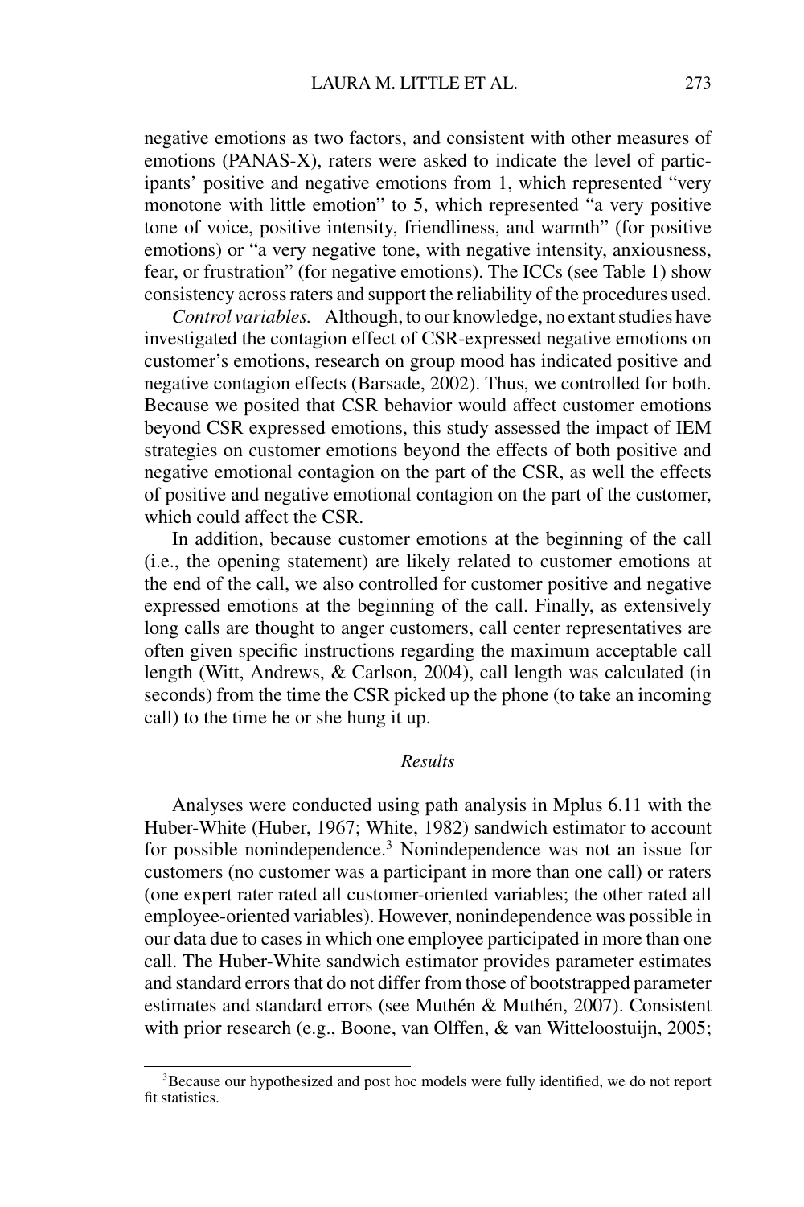negative emotions as two factors, and consistent with other measures of emotions (PANAS-X), raters were asked to indicate the level of participants' positive and negative emotions from 1, which represented "very monotone with little emotion" to 5, which represented "a very positive tone of voice, positive intensity, friendliness, and warmth" (for positive emotions) or "a very negative tone, with negative intensity, anxiousness, fear, or frustration" (for negative emotions). The ICCs (see Table 1) show consistency across raters and support the reliability of the procedures used.

*Control variables.* Although, to our knowledge, no extant studies have investigated the contagion effect of CSR-expressed negative emotions on customer's emotions, research on group mood has indicated positive and negative contagion effects (Barsade, 2002). Thus, we controlled for both. Because we posited that CSR behavior would affect customer emotions beyond CSR expressed emotions, this study assessed the impact of IEM strategies on customer emotions beyond the effects of both positive and negative emotional contagion on the part of the CSR, as well the effects of positive and negative emotional contagion on the part of the customer, which could affect the CSR.

In addition, because customer emotions at the beginning of the call (i.e., the opening statement) are likely related to customer emotions at the end of the call, we also controlled for customer positive and negative expressed emotions at the beginning of the call. Finally, as extensively long calls are thought to anger customers, call center representatives are often given specific instructions regarding the maximum acceptable call length (Witt, Andrews, & Carlson, 2004), call length was calculated (in seconds) from the time the CSR picked up the phone (to take an incoming call) to the time he or she hung it up.

### *Results*

Analyses were conducted using path analysis in Mplus 6.11 with the Huber-White (Huber, 1967; White, 1982) sandwich estimator to account for possible nonindependence.[3] Nonindependence was not an issue for customers (no customer was a participant in more than one call) or raters (one expert rater rated all customer-oriented variables; the other rated all employee-oriented variables). However, nonindependence was possible in our data due to cases in which one employee participated in more than one call. The Huber-White sandwich estimator provides parameter estimates and standard errors that do not differ from those of bootstrapped parameter estimates and standard errors (see Muthén & Muthén, 2007). Consistent with prior research (e.g., Boone, van Olffen, & van Witteloostuijn, 2005;

[3]Because our hypothesized and post hoc models were fully identified, we do not report fit statistics.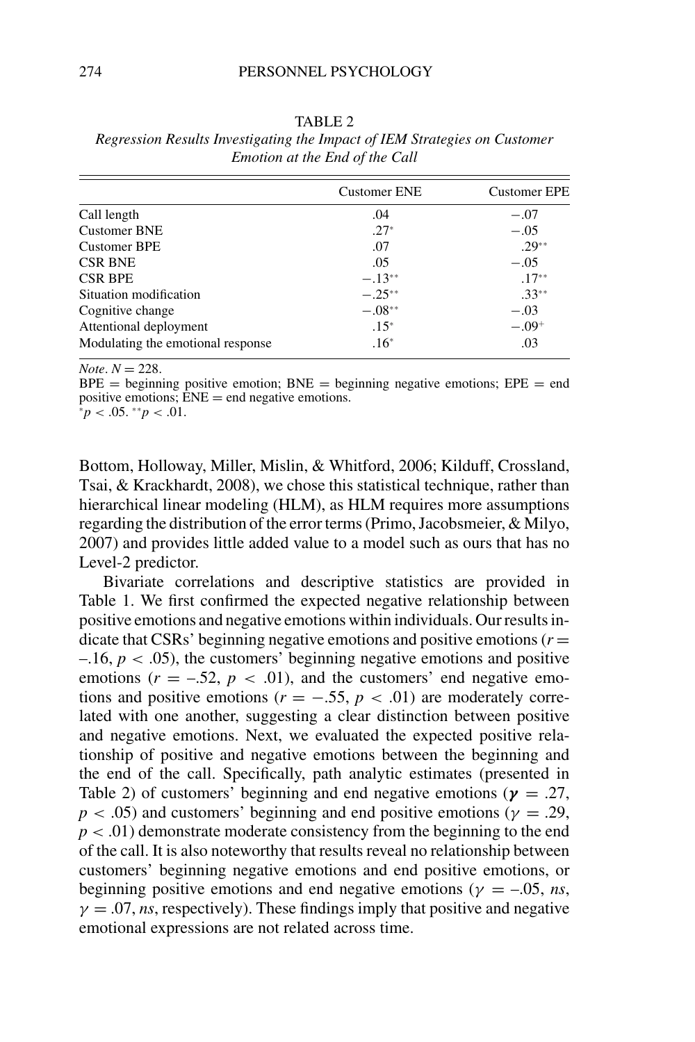TABLE 2

*Regression Results Investigating the Impact of IEM Strategies on Customer Emotion at the End of the Call*

| | Customer ENE | Customer EPE |
|---|---|---|
| Call length | .04 | −.07 |
| Customer BNE | .27* | −.05 |
| Customer BPE | .07 | .29** |
| CSR BNE | .05 | −.05 |
| CSR BPE | −.13** | .17** |
| Situation modification | −.25** | .33** |
| Cognitive change | −.08** | −.03 |
| Attentional deployment | .15* | −.09+ |
| Modulating the emotional response | .16* | .03 |

*Note*. $N = 228$.
BPE = beginning positive emotion; BNE = beginning negative emotions; EPE = end positive emotions; ENE = end negative emotions.
*$p < .05$. **$p < .01$.

Bottom, Holloway, Miller, Mislin, & Whitford, 2006; Kilduff, Crossland, Tsai, & Krackhardt, 2008), we chose this statistical technique, rather than hierarchical linear modeling (HLM), as HLM requires more assumptions regarding the distribution of the error terms (Primo, Jacobsmeier, & Milyo, 2007) and provides little added value to a model such as ours that has no Level-2 predictor.

Bivariate correlations and descriptive statistics are provided in Table 1. We first confirmed the expected negative relationship between positive emotions and negative emotions within individuals. Our results indicate that CSRs' beginning negative emotions and positive emotions ($r = –.16$, $p < .05$), the customers' beginning negative emotions and positive emotions ($r = –.52$, $p < .01$), and the customers' end negative emotions and positive emotions ($r = −.55$, $p < .01$) are moderately correlated with one another, suggesting a clear distinction between positive and negative emotions. Next, we evaluated the expected positive relationship of positive and negative emotions between the beginning and the end of the call. Specifically, path analytic estimates (presented in Table 2) of customers' beginning and end negative emotions ($\boldsymbol{\gamma} = .27$, $p < .05$) and customers' beginning and end positive emotions ($\gamma = .29$, $p < .01$) demonstrate moderate consistency from the beginning to the end of the call. It is also noteworthy that results reveal no relationship between customers' beginning negative emotions and end positive emotions, or beginning positive emotions and end negative emotions ($\gamma = –.05$, *ns*, $\gamma = .07$, *ns*, respectively). These findings imply that positive and negative emotional expressions are not related across time.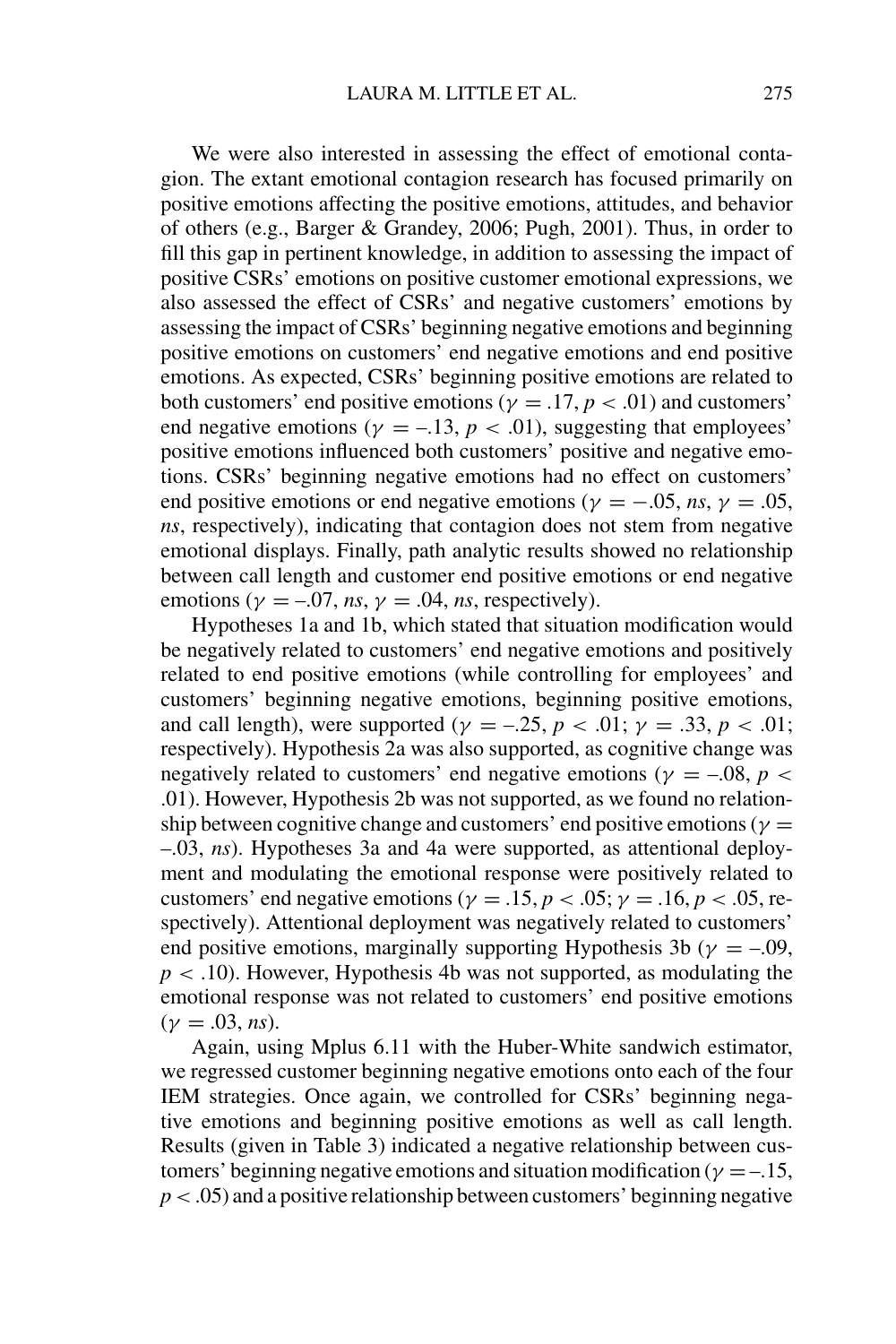We were also interested in assessing the effect of emotional contagion. The extant emotional contagion research has focused primarily on positive emotions affecting the positive emotions, attitudes, and behavior of others (e.g., Barger & Grandey, 2006; Pugh, 2001). Thus, in order to fill this gap in pertinent knowledge, in addition to assessing the impact of positive CSRs' emotions on positive customer emotional expressions, we also assessed the effect of CSRs' and negative customers' emotions by assessing the impact of CSRs' beginning negative emotions and beginning positive emotions on customers' end negative emotions and end positive emotions. As expected, CSRs' beginning positive emotions are related to both customers' end positive emotions ($\gamma = .17$, $p < .01$) and customers' end negative emotions ($\gamma = -.13$, $p < .01$), suggesting that employees' positive emotions influenced both customers' positive and negative emotions. CSRs' beginning negative emotions had no effect on customers' end positive emotions or end negative emotions ($\gamma = -.05$, *ns*, $\gamma = .05$, *ns*, respectively), indicating that contagion does not stem from negative emotional displays. Finally, path analytic results showed no relationship between call length and customer end positive emotions or end negative emotions ($\gamma = -.07$, *ns*, $\gamma = .04$, *ns*, respectively).

Hypotheses 1a and 1b, which stated that situation modification would be negatively related to customers' end negative emotions and positively related to end positive emotions (while controlling for employees' and customers' beginning negative emotions, beginning positive emotions, and call length), were supported ($\gamma = -.25$, $p < .01$; $\gamma = .33$, $p < .01$; respectively). Hypothesis 2a was also supported, as cognitive change was negatively related to customers' end negative emotions ($\gamma = -.08$, $p < .01$). However, Hypothesis 2b was not supported, as we found no relationship between cognitive change and customers' end positive emotions ($\gamma = -.03$, *ns*). Hypotheses 3a and 4a were supported, as attentional deployment and modulating the emotional response were positively related to customers' end negative emotions ($\gamma = .15$, $p < .05$; $\gamma = .16$, $p < .05$, respectively). Attentional deployment was negatively related to customers' end positive emotions, marginally supporting Hypothesis 3b ($\gamma = -.09$, $p < .10$). However, Hypothesis 4b was not supported, as modulating the emotional response was not related to customers' end positive emotions ($\gamma = .03$, *ns*).

Again, using Mplus 6.11 with the Huber-White sandwich estimator, we regressed customer beginning negative emotions onto each of the four IEM strategies. Once again, we controlled for CSRs' beginning negative emotions and beginning positive emotions as well as call length. Results (given in Table 3) indicated a negative relationship between customers' beginning negative emotions and situation modification ($\gamma = -.15$, $p < .05$) and a positive relationship between customers' beginning negative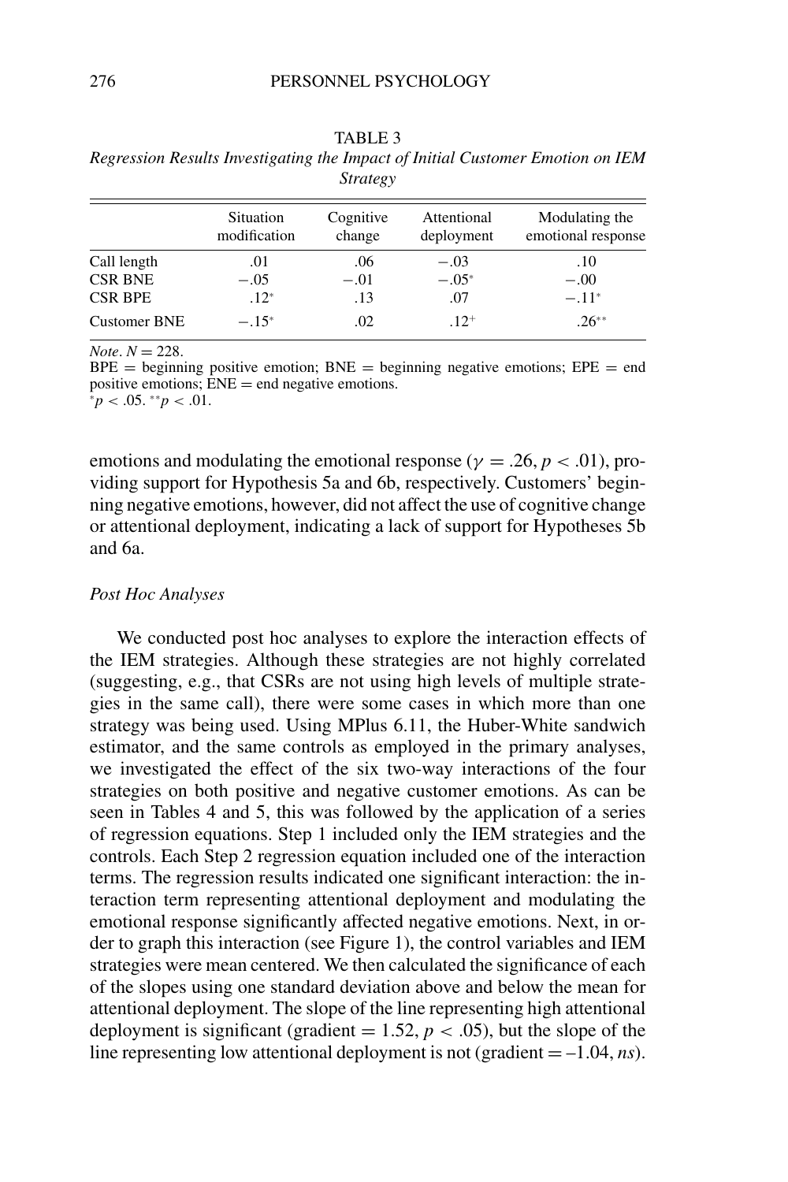TABLE 3

*Regression Results Investigating the Impact of Initial Customer Emotion on IEM Strategy*

| | Situation modification | Cognitive change | Attentional deployment | Modulating the emotional response |
|---|---|---|---|---|
| Call length | .01 | .06 | −.03 | .10 |
| CSR BNE | −.05 | −.01 | −.05* | −.00 |
| CSR BPE | .12* | .13 | .07 | −.11* |
| Customer BNE | −.15* | .02 | .12+ | .26** |

*Note*. $N = 228$.
BPE = beginning positive emotion; BNE = beginning negative emotions; EPE = end positive emotions; ENE = end negative emotions.
*$p < .05$. **$p < .01$.

emotions and modulating the emotional response ($\gamma = .26$, $p < .01$), providing support for Hypothesis 5a and 6b, respectively. Customers' beginning negative emotions, however, did not affect the use of cognitive change or attentional deployment, indicating a lack of support for Hypotheses 5b and 6a.

### *Post Hoc Analyses*

We conducted post hoc analyses to explore the interaction effects of the IEM strategies. Although these strategies are not highly correlated (suggesting, e.g., that CSRs are not using high levels of multiple strategies in the same call), there were some cases in which more than one strategy was being used. Using MPlus 6.11, the Huber-White sandwich estimator, and the same controls as employed in the primary analyses, we investigated the effect of the six two-way interactions of the four strategies on both positive and negative customer emotions. As can be seen in Tables 4 and 5, this was followed by the application of a series of regression equations. Step 1 included only the IEM strategies and the controls. Each Step 2 regression equation included one of the interaction terms. The regression results indicated one significant interaction: the interaction term representing attentional deployment and modulating the emotional response significantly affected negative emotions. Next, in order to graph this interaction (see Figure 1), the control variables and IEM strategies were mean centered. We then calculated the significance of each of the slopes using one standard deviation above and below the mean for attentional deployment. The slope of the line representing high attentional deployment is significant (gradient = 1.52, $p < .05$), but the slope of the line representing low attentional deployment is not (gradient = –1.04, *ns*).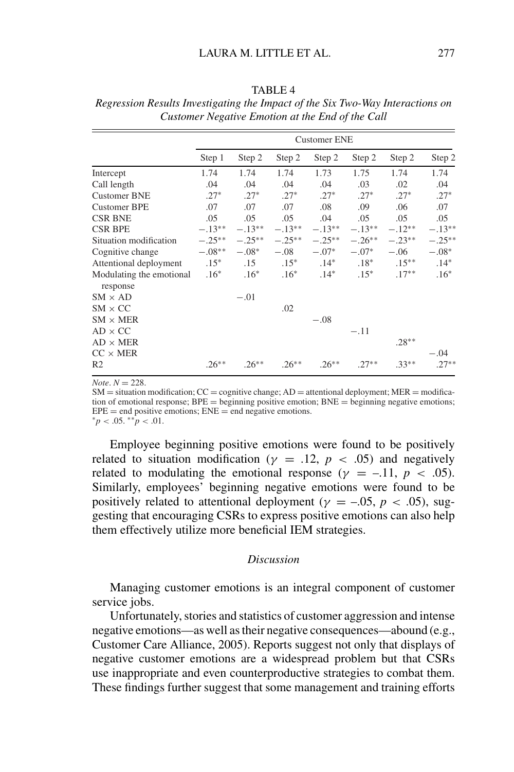TABLE 4

*Regression Results Investigating the Impact of the Six Two-Way Interactions on Customer Negative Emotion at the End of the Call*

| | Customer ENE | | | | | | |
|---|---|---|---|---|---|---|---|
| | Step 1 | Step 2 | Step 2 | Step 2 | Step 2 | Step 2 | Step 2 |
| Intercept | 1.74 | 1.74 | 1.74 | 1.73 | 1.75 | 1.74 | 1.74 |
| Call length | .04 | .04 | .04 | .04 | .03 | .02 | .04 |
| Customer BNE | .27* | .27* | .27* | .27* | .27* | .27* | .27* |
| Customer BPE | .07 | .07 | .07 | .08 | .09 | .06 | .07 |
| CSR BNE | .05 | .05 | .05 | .04 | .05 | .05 | .05 |
| CSR BPE | −.13** | −.13** | −.13** | −.13** | −.13** | −.12** | −.13** |
| Situation modification | −.25** | −.25** | −.25** | −.25** | −.26** | −.23** | −.25** |
| Cognitive change | −.08** | −.08* | −.08 | −.07* | −.07* | −.06 | −.08* |
| Attentional deployment | .15* | .15 | .15* | .14* | .18* | .15** | .14* |
| Modulating the emotional response | .16* | .16* | .16* | .14* | .15* | .17** | .16* |
| SM × AD | | −.01 | | | | | |
| SM × CC | | | .02 | | | | |
| SM × MER | | | | −.08 | | | |
| AD × CC | | | | | −.11 | | |
| AD × MER | | | | | | .28** | |
| CC × MER | | | | | | | −.04 |
| R2 | .26** | .26** | .26** | .26** | .27** | .33** | .27** |

*Note*. $N = 228$.
SM = situation modification; CC = cognitive change; AD = attentional deployment; MER = modification of emotional response; BPE = beginning positive emotion; BNE = beginning negative emotions; EPE = end positive emotions; ENE = end negative emotions.
$^{*}p < .05$. $^{**}p < .01$.

Employee beginning positive emotions were found to be positively related to situation modification ($\gamma = .12$, $p < .05$) and negatively related to modulating the emotional response ($\gamma = –.11$, $p < .05$). Similarly, employees' beginning negative emotions were found to be positively related to attentional deployment ($\gamma = –.05$, $p < .05$), suggesting that encouraging CSRs to express positive emotions can also help them effectively utilize more beneficial IEM strategies.

## *Discussion*

Managing customer emotions is an integral component of customer service jobs.

Unfortunately, stories and statistics of customer aggression and intense negative emotions—as well as their negative consequences—abound (e.g., Customer Care Alliance, 2005). Reports suggest not only that displays of negative customer emotions are a widespread problem but that CSRs use inappropriate and even counterproductive strategies to combat them. These findings further suggest that some management and training efforts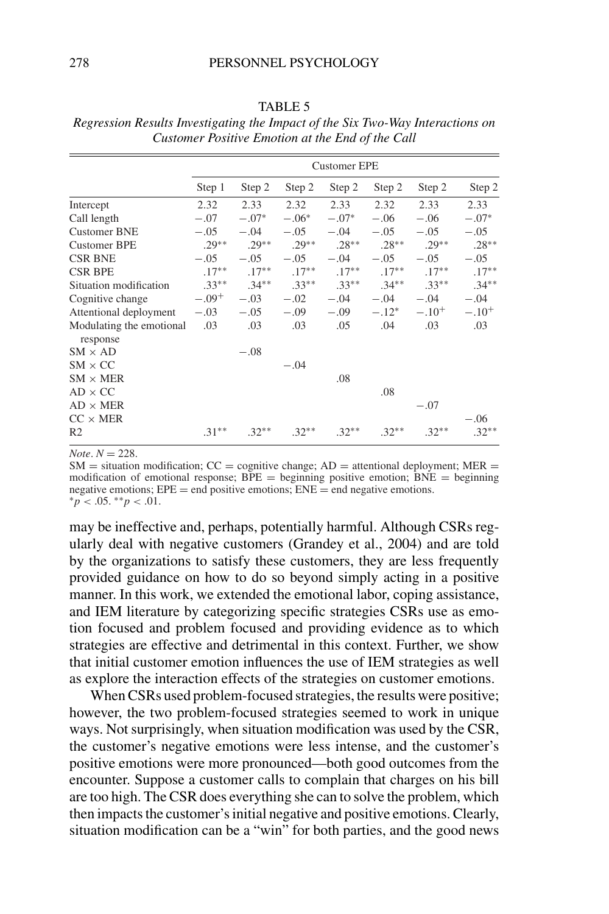TABLE 5

*Regression Results Investigating the Impact of the Six Two-Way Interactions on Customer Positive Emotion at the End of the Call*

| | Customer EPE | | | | | | |
|---|---|---|---|---|---|---|---|
| | Step 1 | Step 2 | Step 2 | Step 2 | Step 2 | Step 2 | Step 2 |
| Intercept | 2.32 | 2.33 | 2.32 | 2.33 | 2.32 | 2.33 | 2.33 |
| Call length | −.07 | −.07* | −.06* | −.07* | −.06 | −.06 | −.07* |
| Customer BNE | −.05 | −.04 | −.05 | −.04 | −.05 | −.05 | −.05 |
| Customer BPE | .29** | .29** | .29** | .28** | .28** | .29** | .28** |
| CSR BNE | −.05 | −.05 | −.05 | −.04 | −.05 | −.05 | −.05 |
| CSR BPE | .17** | .17** | .17** | .17** | .17** | .17** | .17** |
| Situation modification | .33** | .34** | .33** | .33** | .34** | .33** | .34** |
| Cognitive change | −.09+ | −.03 | −.02 | −.04 | −.04 | −.04 | −.04 |
| Attentional deployment | −.03 | −.05 | −.09 | −.09 | −.12* | −.10+ | −.10+ |
| Modulating the emotional response | .03 | .03 | .03 | .05 | .04 | .03 | .03 |
| SM × AD | | −.08 | | | | | |
| SM × CC | | | −.04 | | | | |
| SM × MER | | | | .08 | | | |
| AD × CC | | | | | .08 | | |
| AD × MER | | | | | | −.07 | |
| CC × MER | | | | | | | −.06 |
| R2 | .31** | .32** | .32** | .32** | .32** | .32** | .32** |

*Note*. $N = 228$.
SM = situation modification; CC = cognitive change; AD = attentional deployment; MER = modification of emotional response; BPE = beginning positive emotion; BNE = beginning negative emotions; EPE = end positive emotions; ENE = end negative emotions.
$^{*}p < .05$. $^{**}p < .01$.

may be ineffective and, perhaps, potentially harmful. Although CSRs regularly deal with negative customers (Grandey et al., 2004) and are told by the organizations to satisfy these customers, they are less frequently provided guidance on how to do so beyond simply acting in a positive manner. In this work, we extended the emotional labor, coping assistance, and IEM literature by categorizing specific strategies CSRs use as emotion focused and problem focused and providing evidence as to which strategies are effective and detrimental in this context. Further, we show that initial customer emotion influences the use of IEM strategies as well as explore the interaction effects of the strategies on customer emotions.

When CSRs used problem-focused strategies, the results were positive; however, the two problem-focused strategies seemed to work in unique ways. Not surprisingly, when situation modification was used by the CSR, the customer's negative emotions were less intense, and the customer's positive emotions were more pronounced—both good outcomes from the encounter. Suppose a customer calls to complain that charges on his bill are too high. The CSR does everything she can to solve the problem, which then impacts the customer's initial negative and positive emotions. Clearly, situation modification can be a "win" for both parties, and the good news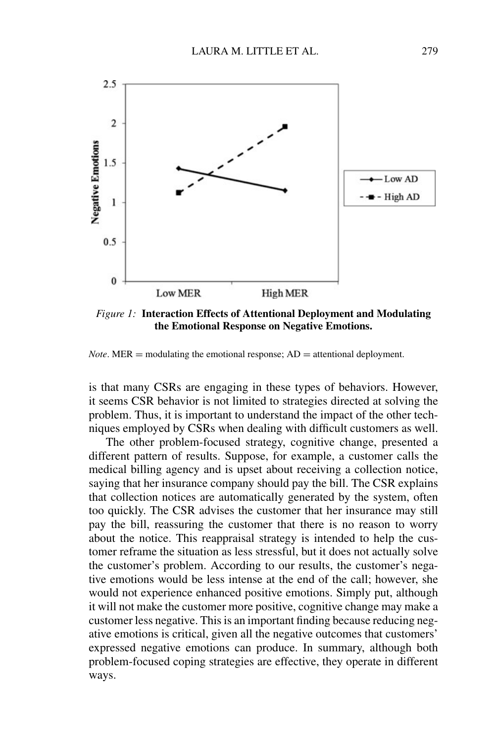*Figure 1:* **Interaction Effects of Attentional Deployment and Modulating the Emotional Response on Negative Emotions.**

*Note*. MER = modulating the emotional response; AD = attentional deployment.

is that many CSRs are engaging in these types of behaviors. However, it seems CSR behavior is not limited to strategies directed at solving the problem. Thus, it is important to understand the impact of the other techniques employed by CSRs when dealing with difficult customers as well.

The other problem-focused strategy, cognitive change, presented a different pattern of results. Suppose, for example, a customer calls the medical billing agency and is upset about receiving a collection notice, saying that her insurance company should pay the bill. The CSR explains that collection notices are automatically generated by the system, often too quickly. The CSR advises the customer that her insurance may still pay the bill, reassuring the customer that there is no reason to worry about the notice. This reappraisal strategy is intended to help the customer reframe the situation as less stressful, but it does not actually solve the customer's problem. According to our results, the customer's negative emotions would be less intense at the end of the call; however, she would not experience enhanced positive emotions. Simply put, although it will not make the customer more positive, cognitive change may make a customer less negative. This is an important finding because reducing negative emotions is critical, given all the negative outcomes that customers' expressed negative emotions can produce. In summary, although both problem-focused coping strategies are effective, they operate in different ways.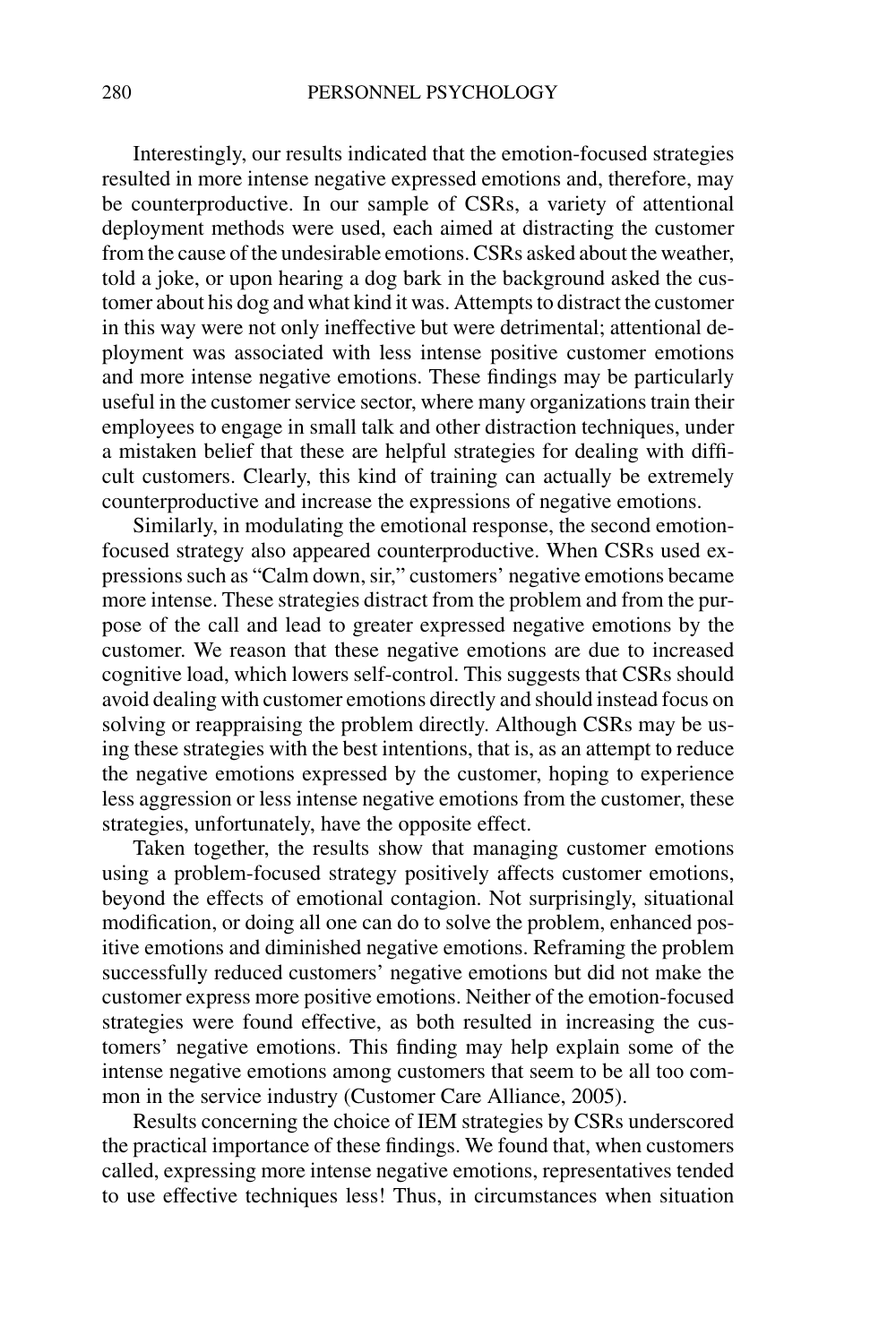Interestingly, our results indicated that the emotion-focused strategies resulted in more intense negative expressed emotions and, therefore, may be counterproductive. In our sample of CSRs, a variety of attentional deployment methods were used, each aimed at distracting the customer from the cause of the undesirable emotions. CSRs asked about the weather, told a joke, or upon hearing a dog bark in the background asked the customer about his dog and what kind it was. Attempts to distract the customer in this way were not only ineffective but were detrimental; attentional deployment was associated with less intense positive customer emotions and more intense negative emotions. These findings may be particularly useful in the customer service sector, where many organizations train their employees to engage in small talk and other distraction techniques, under a mistaken belief that these are helpful strategies for dealing with difficult customers. Clearly, this kind of training can actually be extremely counterproductive and increase the expressions of negative emotions.

Similarly, in modulating the emotional response, the second emotion-focused strategy also appeared counterproductive. When CSRs used expressions such as "Calm down, sir," customers' negative emotions became more intense. These strategies distract from the problem and from the purpose of the call and lead to greater expressed negative emotions by the customer. We reason that these negative emotions are due to increased cognitive load, which lowers self-control. This suggests that CSRs should avoid dealing with customer emotions directly and should instead focus on solving or reappraising the problem directly. Although CSRs may be using these strategies with the best intentions, that is, as an attempt to reduce the negative emotions expressed by the customer, hoping to experience less aggression or less intense negative emotions from the customer, these strategies, unfortunately, have the opposite effect.

Taken together, the results show that managing customer emotions using a problem-focused strategy positively affects customer emotions, beyond the effects of emotional contagion. Not surprisingly, situational modification, or doing all one can do to solve the problem, enhanced positive emotions and diminished negative emotions. Reframing the problem successfully reduced customers' negative emotions but did not make the customer express more positive emotions. Neither of the emotion-focused strategies were found effective, as both resulted in increasing the customers' negative emotions. This finding may help explain some of the intense negative emotions among customers that seem to be all too common in the service industry (Customer Care Alliance, 2005).

Results concerning the choice of IEM strategies by CSRs underscored the practical importance of these findings. We found that, when customers called, expressing more intense negative emotions, representatives tended to use effective techniques less! Thus, in circumstances when situation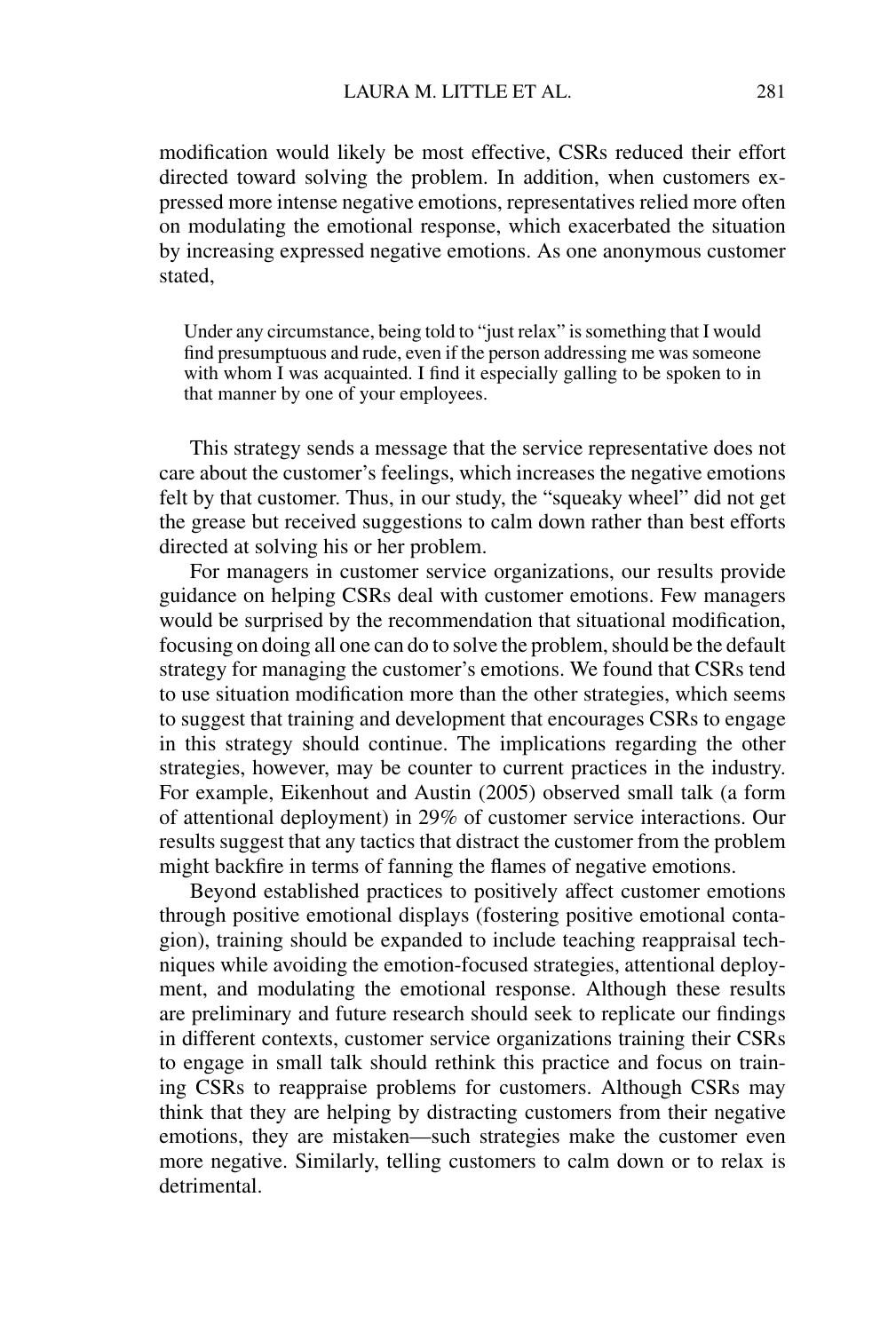modification would likely be most effective, CSRs reduced their effort directed toward solving the problem. In addition, when customers expressed more intense negative emotions, representatives relied more often on modulating the emotional response, which exacerbated the situation by increasing expressed negative emotions. As one anonymous customer stated,

> Under any circumstance, being told to "just relax" is something that I would find presumptuous and rude, even if the person addressing me was someone with whom I was acquainted. I find it especially galling to be spoken to in that manner by one of your employees.

This strategy sends a message that the service representative does not care about the customer's feelings, which increases the negative emotions felt by that customer. Thus, in our study, the "squeaky wheel" did not get the grease but received suggestions to calm down rather than best efforts directed at solving his or her problem.

For managers in customer service organizations, our results provide guidance on helping CSRs deal with customer emotions. Few managers would be surprised by the recommendation that situational modification, focusing on doing all one can do to solve the problem, should be the default strategy for managing the customer's emotions. We found that CSRs tend to use situation modification more than the other strategies, which seems to suggest that training and development that encourages CSRs to engage in this strategy should continue. The implications regarding the other strategies, however, may be counter to current practices in the industry. For example, Eikenhout and Austin (2005) observed small talk (a form of attentional deployment) in 29% of customer service interactions. Our results suggest that any tactics that distract the customer from the problem might backfire in terms of fanning the flames of negative emotions.

Beyond established practices to positively affect customer emotions through positive emotional displays (fostering positive emotional contagion), training should be expanded to include teaching reappraisal techniques while avoiding the emotion-focused strategies, attentional deployment, and modulating the emotional response. Although these results are preliminary and future research should seek to replicate our findings in different contexts, customer service organizations training their CSRs to engage in small talk should rethink this practice and focus on training CSRs to reappraise problems for customers. Although CSRs may think that they are helping by distracting customers from their negative emotions, they are mistaken—such strategies make the customer even more negative. Similarly, telling customers to calm down or to relax is detrimental.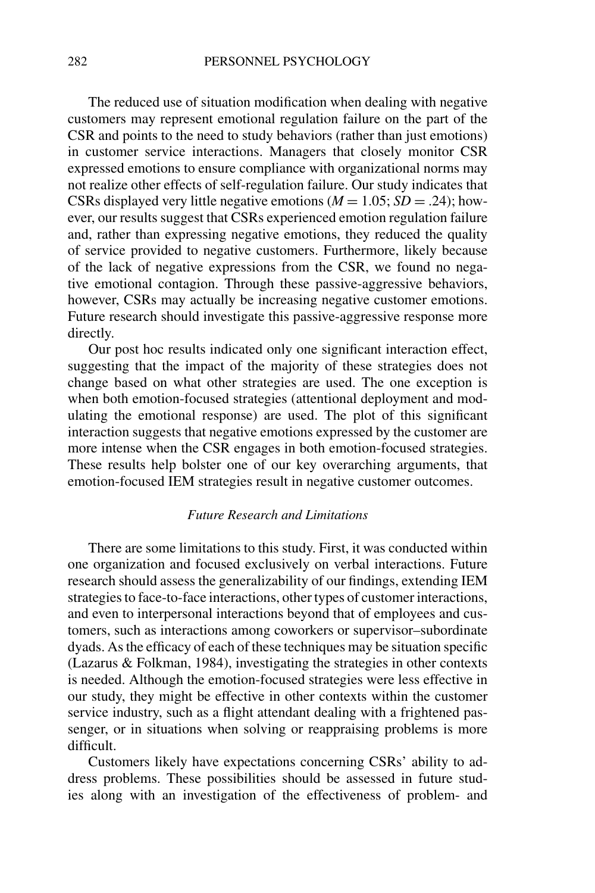The reduced use of situation modification when dealing with negative customers may represent emotional regulation failure on the part of the CSR and points to the need to study behaviors (rather than just emotions) in customer service interactions. Managers that closely monitor CSR expressed emotions to ensure compliance with organizational norms may not realize other effects of self-regulation failure. Our study indicates that CSRs displayed very little negative emotions ($M = 1.05$; $SD = .24$); however, our results suggest that CSRs experienced emotion regulation failure and, rather than expressing negative emotions, they reduced the quality of service provided to negative customers. Furthermore, likely because of the lack of negative expressions from the CSR, we found no negative emotional contagion. Through these passive-aggressive behaviors, however, CSRs may actually be increasing negative customer emotions. Future research should investigate this passive-aggressive response more directly.

Our post hoc results indicated only one significant interaction effect, suggesting that the impact of the majority of these strategies does not change based on what other strategies are used. The one exception is when both emotion-focused strategies (attentional deployment and modulating the emotional response) are used. The plot of this significant interaction suggests that negative emotions expressed by the customer are more intense when the CSR engages in both emotion-focused strategies. These results help bolster one of our key overarching arguments, that emotion-focused IEM strategies result in negative customer outcomes.

### *Future Research and Limitations*

There are some limitations to this study. First, it was conducted within one organization and focused exclusively on verbal interactions. Future research should assess the generalizability of our findings, extending IEM strategies to face-to-face interactions, other types of customer interactions, and even to interpersonal interactions beyond that of employees and customers, such as interactions among coworkers or supervisor–subordinate dyads. As the efficacy of each of these techniques may be situation specific (Lazarus & Folkman, 1984), investigating the strategies in other contexts is needed. Although the emotion-focused strategies were less effective in our study, they might be effective in other contexts within the customer service industry, such as a flight attendant dealing with a frightened passenger, or in situations when solving or reappraising problems is more difficult.

Customers likely have expectations concerning CSRs' ability to address problems. These possibilities should be assessed in future studies along with an investigation of the effectiveness of problem- and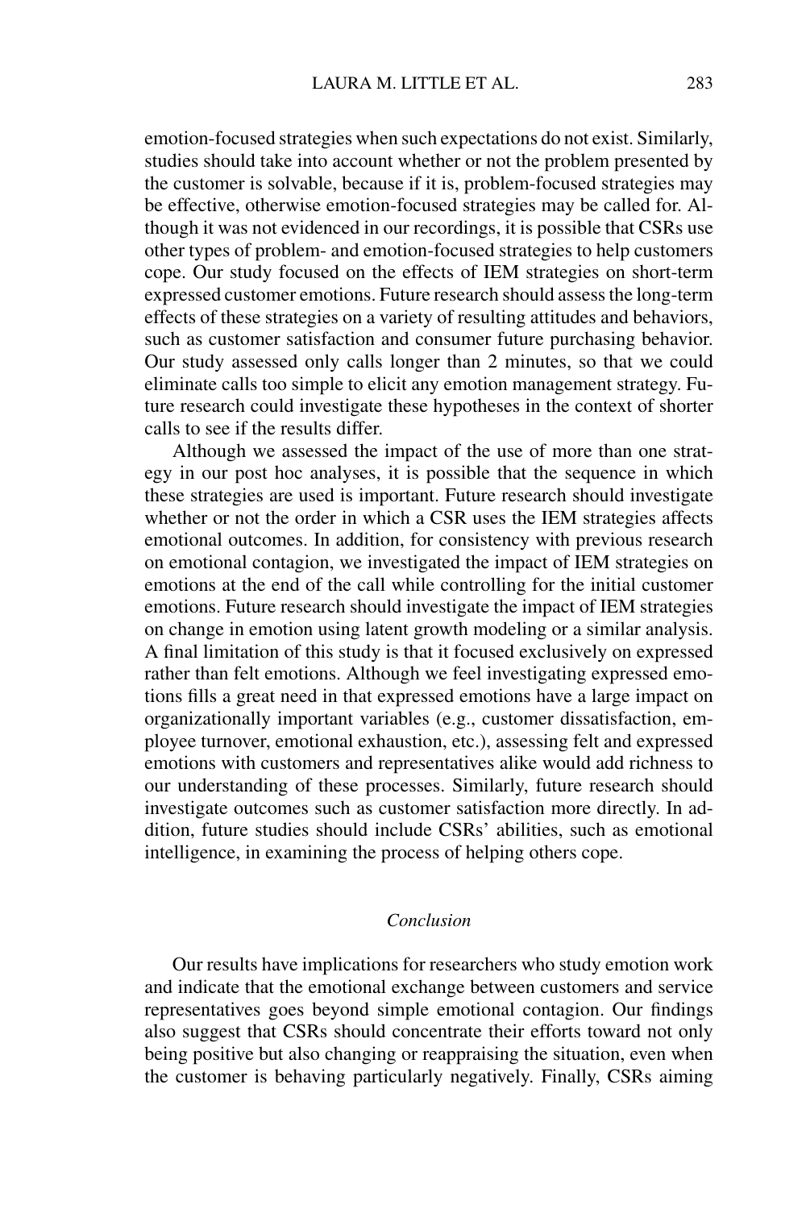emotion-focused strategies when such expectations do not exist. Similarly, studies should take into account whether or not the problem presented by the customer is solvable, because if it is, problem-focused strategies may be effective, otherwise emotion-focused strategies may be called for. Although it was not evidenced in our recordings, it is possible that CSRs use other types of problem- and emotion-focused strategies to help customers cope. Our study focused on the effects of IEM strategies on short-term expressed customer emotions. Future research should assess the long-term effects of these strategies on a variety of resulting attitudes and behaviors, such as customer satisfaction and consumer future purchasing behavior. Our study assessed only calls longer than 2 minutes, so that we could eliminate calls too simple to elicit any emotion management strategy. Future research could investigate these hypotheses in the context of shorter calls to see if the results differ.

Although we assessed the impact of the use of more than one strategy in our post hoc analyses, it is possible that the sequence in which these strategies are used is important. Future research should investigate whether or not the order in which a CSR uses the IEM strategies affects emotional outcomes. In addition, for consistency with previous research on emotional contagion, we investigated the impact of IEM strategies on emotions at the end of the call while controlling for the initial customer emotions. Future research should investigate the impact of IEM strategies on change in emotion using latent growth modeling or a similar analysis. A final limitation of this study is that it focused exclusively on expressed rather than felt emotions. Although we feel investigating expressed emotions fills a great need in that expressed emotions have a large impact on organizationally important variables (e.g., customer dissatisfaction, employee turnover, emotional exhaustion, etc.), assessing felt and expressed emotions with customers and representatives alike would add richness to our understanding of these processes. Similarly, future research should investigate outcomes such as customer satisfaction more directly. In addition, future studies should include CSRs' abilities, such as emotional intelligence, in examining the process of helping others cope.

### *Conclusion*

Our results have implications for researchers who study emotion work and indicate that the emotional exchange between customers and service representatives goes beyond simple emotional contagion. Our findings also suggest that CSRs should concentrate their efforts toward not only being positive but also changing or reappraising the situation, even when the customer is behaving particularly negatively. Finally, CSRs aiming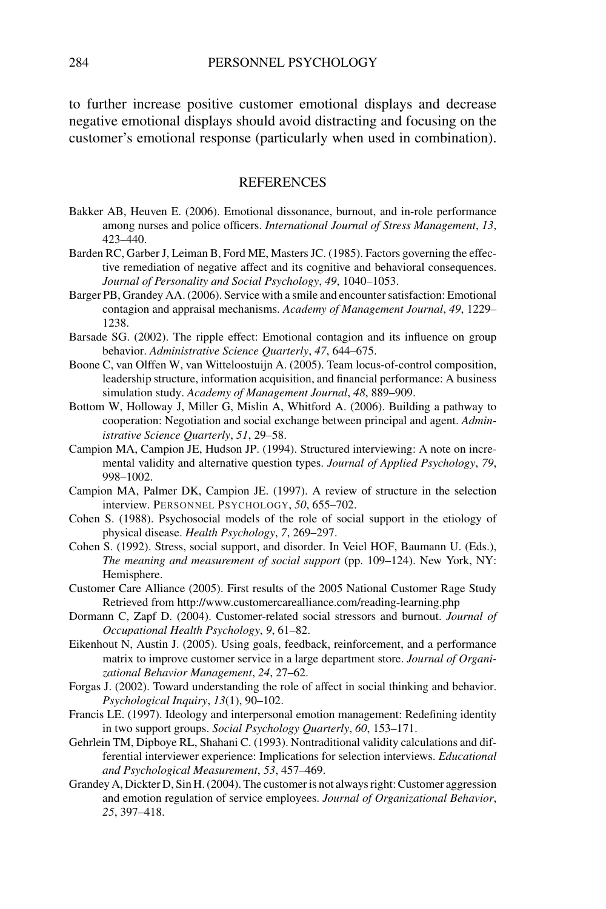to further increase positive customer emotional displays and decrease negative emotional displays should avoid distracting and focusing on the customer's emotional response (particularly when used in combination).

## REFERENCES

Bakker AB, Heuven E. (2006). Emotional dissonance, burnout, and in-role performance among nurses and police officers. *International Journal of Stress Management*, *13*, 423–440.

Barden RC, Garber J, Leiman B, Ford ME, Masters JC. (1985). Factors governing the effective remediation of negative affect and its cognitive and behavioral consequences. *Journal of Personality and Social Psychology*, *49*, 1040–1053.

Barger PB, Grandey AA. (2006). Service with a smile and encounter satisfaction: Emotional contagion and appraisal mechanisms. *Academy of Management Journal*, *49*, 1229–1238.

Barsade SG. (2002). The ripple effect: Emotional contagion and its influence on group behavior. *Administrative Science Quarterly*, *47*, 644–675.

Boone C, van Olffen W, van Witteloostuijn A. (2005). Team locus-of-control composition, leadership structure, information acquisition, and financial performance: A business simulation study. *Academy of Management Journal*, *48*, 889–909.

Bottom W, Holloway J, Miller G, Mislin A, Whitford A. (2006). Building a pathway to cooperation: Negotiation and social exchange between principal and agent. *Administrative Science Quarterly*, *51*, 29–58.

Campion MA, Campion JE, Hudson JP. (1994). Structured interviewing: A note on incremental validity and alternative question types. *Journal of Applied Psychology*, *79*, 998–1002.

Campion MA, Palmer DK, Campion JE. (1997). A review of structure in the selection interview. PERSONNEL PSYCHOLOGY, *50*, 655–702.

Cohen S. (1988). Psychosocial models of the role of social support in the etiology of physical disease. *Health Psychology*, *7*, 269–297.

Cohen S. (1992). Stress, social support, and disorder. In Veiel HOF, Baumann U. (Eds.), *The meaning and measurement of social support* (pp. 109–124). New York, NY: Hemisphere.

Customer Care Alliance (2005). First results of the 2005 National Customer Rage Study Retrieved from http://www.customercarealliance.com/reading-learning.php

Dormann C, Zapf D. (2004). Customer-related social stressors and burnout. *Journal of Occupational Health Psychology*, *9*, 61–82.

Eikenhout N, Austin J. (2005). Using goals, feedback, reinforcement, and a performance matrix to improve customer service in a large department store. *Journal of Organizational Behavior Management*, *24*, 27–62.

Forgas J. (2002). Toward understanding the role of affect in social thinking and behavior. *Psychological Inquiry*, *13*(1), 90–102.

Francis LE. (1997). Ideology and interpersonal emotion management: Redefining identity in two support groups. *Social Psychology Quarterly*, *60*, 153–171.

Gehrlein TM, Dipboye RL, Shahani C. (1993). Nontraditional validity calculations and differential interviewer experience: Implications for selection interviews. *Educational and Psychological Measurement*, *53*, 457–469.

Grandey A, Dickter D, Sin H. (2004). The customer is not always right: Customer aggression and emotion regulation of service employees. *Journal of Organizational Behavior*, *25*, 397–418.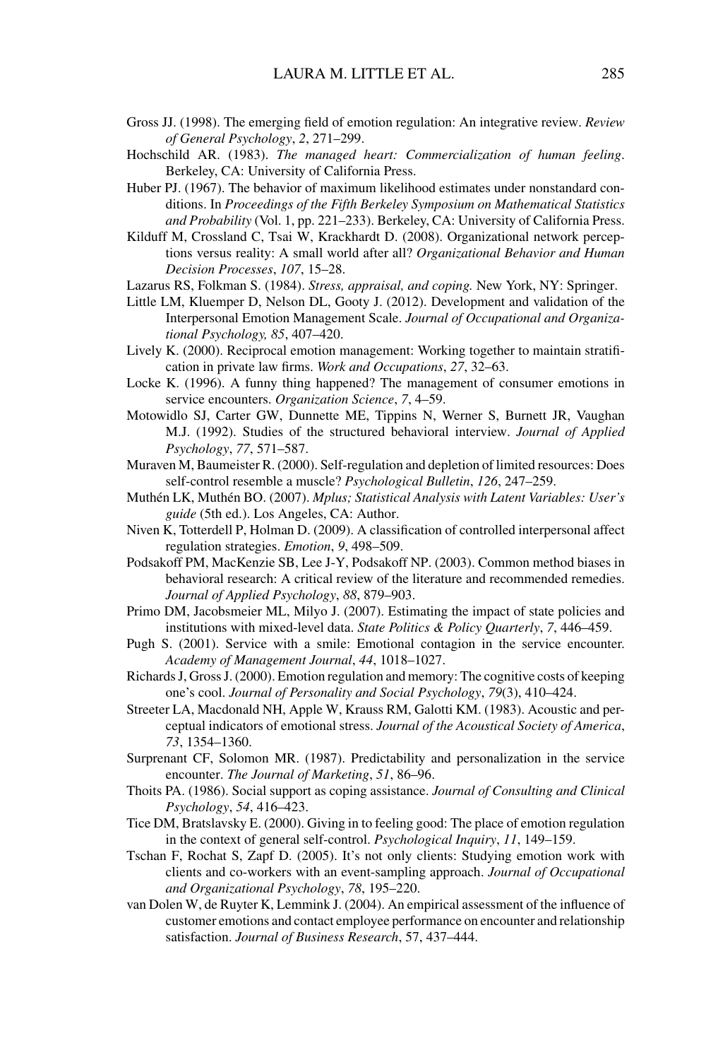Gross JJ. (1998). The emerging field of emotion regulation: An integrative review. *Review of General Psychology*, *2*, 271–299.

Hochschild AR. (1983). *The managed heart: Commercialization of human feeling*. Berkeley, CA: University of California Press.

Huber PJ. (1967). The behavior of maximum likelihood estimates under nonstandard conditions. In *Proceedings of the Fifth Berkeley Symposium on Mathematical Statistics and Probability* (Vol. 1, pp. 221–233). Berkeley, CA: University of California Press.

Kilduff M, Crossland C, Tsai W, Krackhardt D. (2008). Organizational network perceptions versus reality: A small world after all? *Organizational Behavior and Human Decision Processes*, *107*, 15–28.

Lazarus RS, Folkman S. (1984). *Stress, appraisal, and coping.* New York, NY: Springer.

Little LM, Kluemper D, Nelson DL, Gooty J. (2012). Development and validation of the Interpersonal Emotion Management Scale. *Journal of Occupational and Organizational Psychology, 85*, 407–420.

Lively K. (2000). Reciprocal emotion management: Working together to maintain stratification in private law firms. *Work and Occupations*, *27*, 32–63.

Locke K. (1996). A funny thing happened? The management of consumer emotions in service encounters. *Organization Science*, *7*, 4–59.

Motowidlo SJ, Carter GW, Dunnette ME, Tippins N, Werner S, Burnett JR, Vaughan M.J. (1992). Studies of the structured behavioral interview. *Journal of Applied Psychology*, *77*, 571–587.

Muraven M, Baumeister R. (2000). Self-regulation and depletion of limited resources: Does self-control resemble a muscle? *Psychological Bulletin*, *126*, 247–259.

Muthén LK, Muthén BO. (2007). *Mplus; Statistical Analysis with Latent Variables: User's guide* (5th ed.). Los Angeles, CA: Author.

Niven K, Totterdell P, Holman D. (2009). A classification of controlled interpersonal affect regulation strategies. *Emotion*, *9*, 498–509.

Podsakoff PM, MacKenzie SB, Lee J-Y, Podsakoff NP. (2003). Common method biases in behavioral research: A critical review of the literature and recommended remedies. *Journal of Applied Psychology*, *88*, 879–903.

Primo DM, Jacobsmeier ML, Milyo J. (2007). Estimating the impact of state policies and institutions with mixed-level data. *State Politics & Policy Quarterly*, *7*, 446–459.

Pugh S. (2001). Service with a smile: Emotional contagion in the service encounter. *Academy of Management Journal*, *44*, 1018–1027.

Richards J, Gross J. (2000). Emotion regulation and memory: The cognitive costs of keeping one's cool. *Journal of Personality and Social Psychology*, *79*(3), 410–424.

Streeter LA, Macdonald NH, Apple W, Krauss RM, Galotti KM. (1983). Acoustic and perceptual indicators of emotional stress. *Journal of the Acoustical Society of America*, *73*, 1354–1360.

Surprenant CF, Solomon MR. (1987). Predictability and personalization in the service encounter. *The Journal of Marketing*, *51*, 86–96.

Thoits PA. (1986). Social support as coping assistance. *Journal of Consulting and Clinical Psychology*, *54*, 416–423.

Tice DM, Bratslavsky E. (2000). Giving in to feeling good: The place of emotion regulation in the context of general self-control. *Psychological Inquiry*, *11*, 149–159.

Tschan F, Rochat S, Zapf D. (2005). It's not only clients: Studying emotion work with clients and co-workers with an event-sampling approach. *Journal of Occupational and Organizational Psychology*, *78*, 195–220.

van Dolen W, de Ruyter K, Lemmink J. (2004). An empirical assessment of the influence of customer emotions and contact employee performance on encounter and relationship satisfaction. *Journal of Business Research*, 57, 437–444.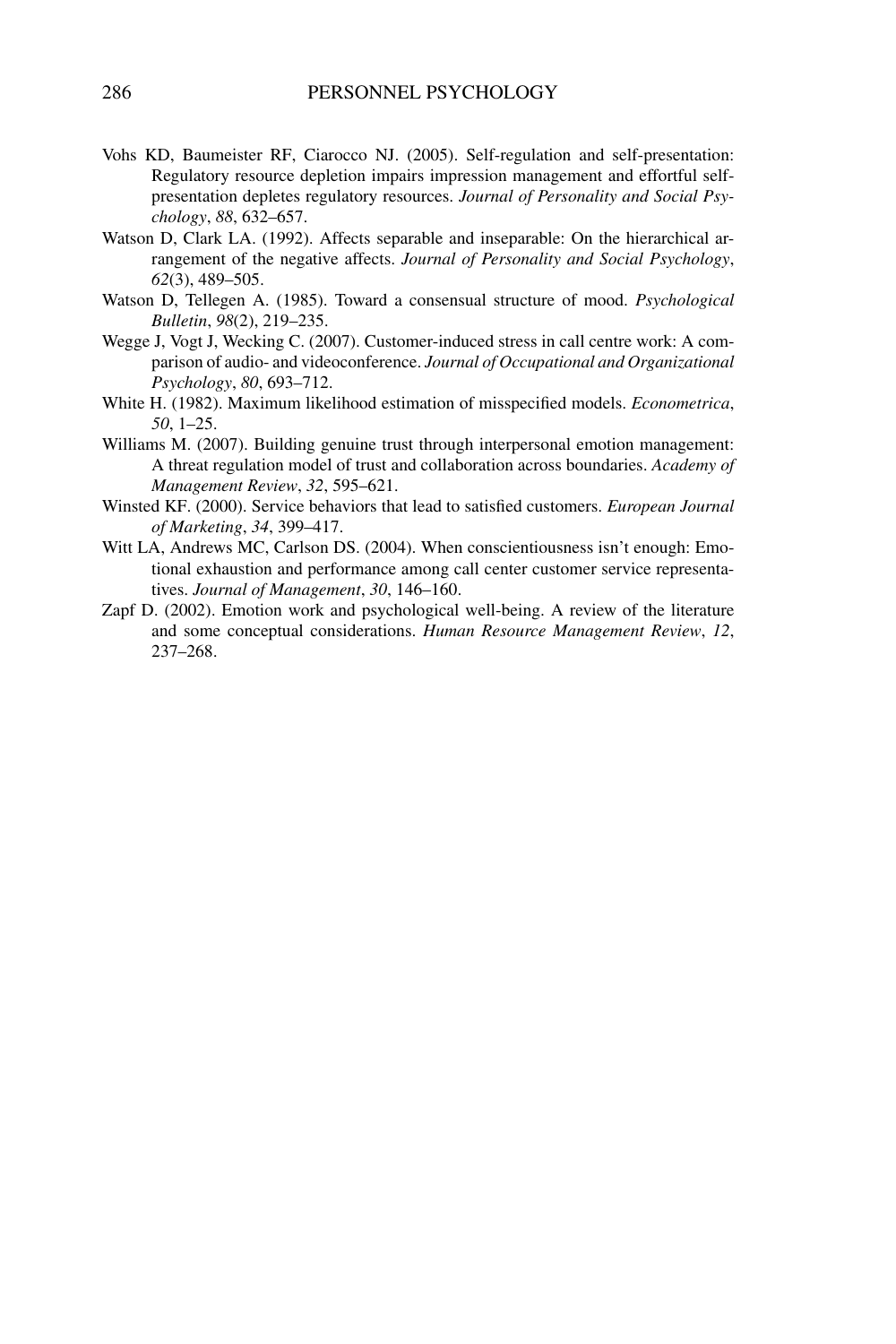Vohs KD, Baumeister RF, Ciarocco NJ. (2005). Self-regulation and self-presentation: Regulatory resource depletion impairs impression management and effortful self-presentation depletes regulatory resources. *Journal of Personality and Social Psychology*, *88*, 632–657.

Watson D, Clark LA. (1992). Affects separable and inseparable: On the hierarchical arrangement of the negative affects. *Journal of Personality and Social Psychology*, *62*(3), 489–505.

Watson D, Tellegen A. (1985). Toward a consensual structure of mood. *Psychological Bulletin*, *98*(2), 219–235.

Wegge J, Vogt J, Wecking C. (2007). Customer-induced stress in call centre work: A comparison of audio- and videoconference. *Journal of Occupational and Organizational Psychology*, *80*, 693–712.

White H. (1982). Maximum likelihood estimation of misspecified models. *Econometrica*, *50*, 1–25.

Williams M. (2007). Building genuine trust through interpersonal emotion management: A threat regulation model of trust and collaboration across boundaries. *Academy of Management Review*, *32*, 595–621.

Winsted KF. (2000). Service behaviors that lead to satisfied customers. *European Journal of Marketing*, *34*, 399–417.

Witt LA, Andrews MC, Carlson DS. (2004). When conscientiousness isn't enough: Emotional exhaustion and performance among call center customer service representatives. *Journal of Management*, *30*, 146–160.

Zapf D. (2002). Emotion work and psychological well-being. A review of the literature and some conceptual considerations. *Human Resource Management Review*, *12*, 237–268.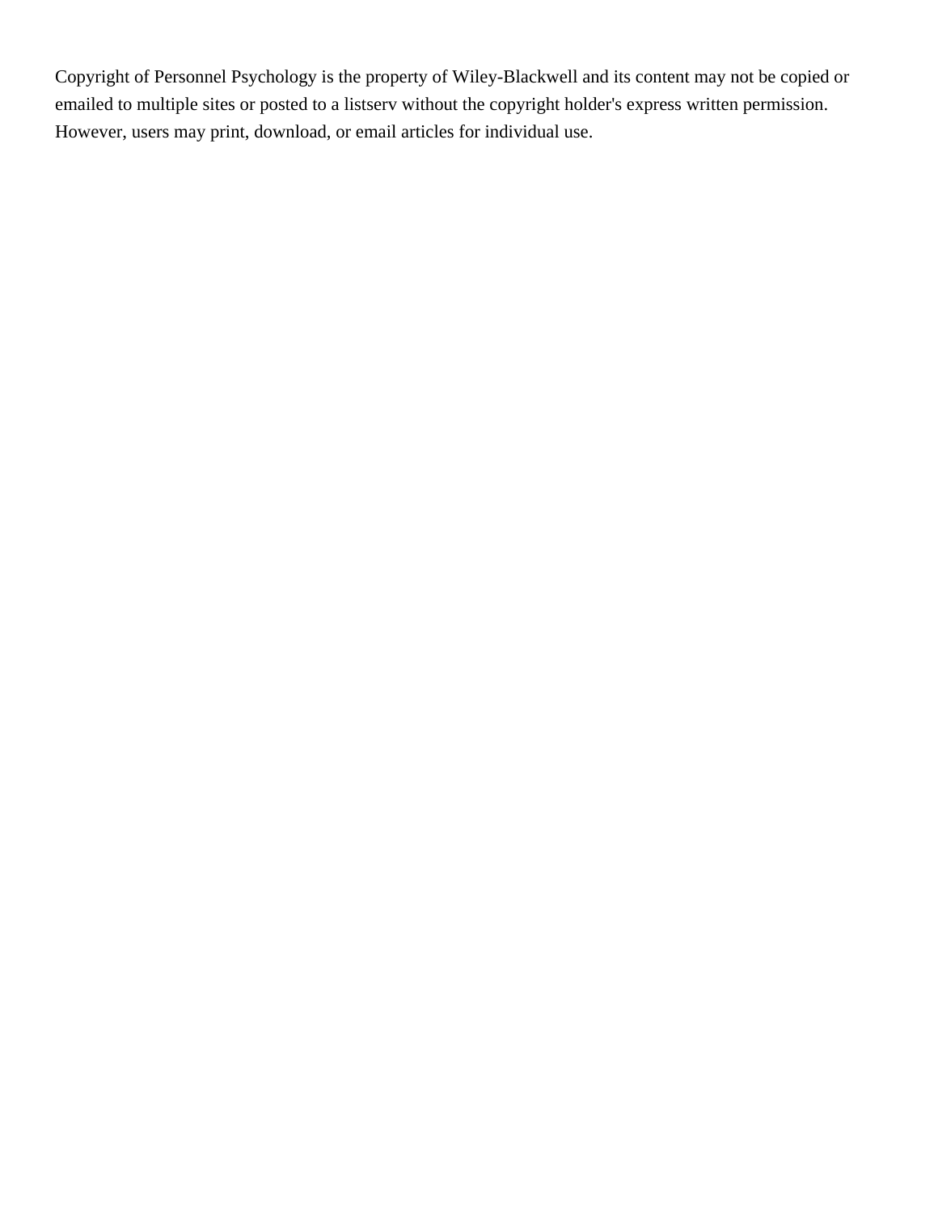Copyright of Personnel Psychology is the property of Wiley-Blackwell and its content may not be copied or emailed to multiple sites or posted to a listserv without the copyright holder's express written permission. However, users may print, download, or email articles for individual use.